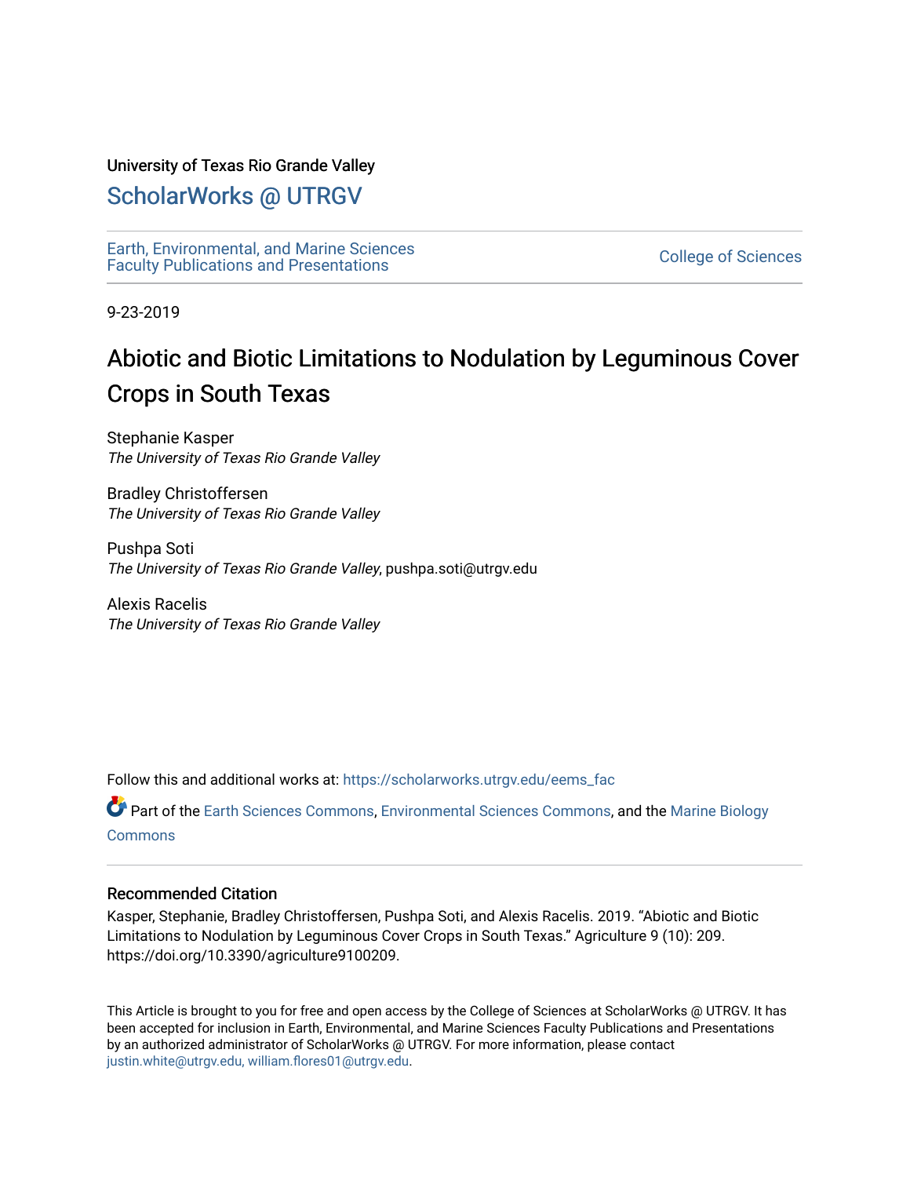University of Texas Rio Grande Valley

# ScholarWorks @ UTRGV

Earth, Environmental, and Marine Sciences Faculty Publications and Presentations

College of Sciences

9-23-2019

# Abiotic and Biotic Limitations to Nodulation by Leguminous Cover Crops in South Texas

Stephanie Kasper
*The University of Texas Rio Grande Valley*

Bradley Christoffersen
*The University of Texas Rio Grande Valley*

Pushpa Soti
*The University of Texas Rio Grande Valley*, pushpa.soti@utrgv.edu

Alexis Racelis
*The University of Texas Rio Grande Valley*

Follow this and additional works at: https://scholarworks.utrgv.edu/eems_fac

Part of the Earth Sciences Commons, Environmental Sciences Commons, and the Marine Biology Commons

## Recommended Citation

Kasper, Stephanie, Bradley Christoffersen, Pushpa Soti, and Alexis Racelis. 2019. "Abiotic and Biotic Limitations to Nodulation by Leguminous Cover Crops in South Texas." Agriculture 9 (10): 209. https://doi.org/10.3390/agriculture9100209.

This Article is brought to you for free and open access by the College of Sciences at ScholarWorks @ UTRGV. It has been accepted for inclusion in Earth, Environmental, and Marine Sciences Faculty Publications and Presentations by an authorized administrator of ScholarWorks @ UTRGV. For more information, please contact justin.white@utrgv.edu, william.flores01@utrgv.edu.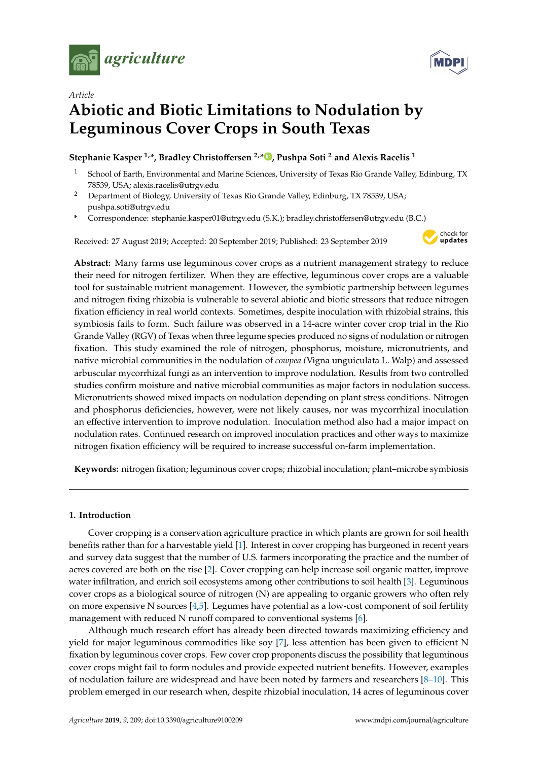# Abiotic and Biotic Limitations to Nodulation by Leguminous Cover Crops in South Texas

**Stephanie Kasper [1,*], Bradley Christoffersen [2,*], Pushpa Soti [2] and Alexis Racelis [1]**

[1] School of Earth, Environmental and Marine Sciences, University of Texas Rio Grande Valley, Edinburg, TX 78539, USA; alexis.racelis@utrgv.edu

[2] Department of Biology, University of Texas Rio Grande Valley, Edinburg, TX 78539, USA; pushpa.soti@utrgv.edu

\* Correspondence: stephanie.kasper01@utrgv.edu (S.K.); bradley.christoffersen@utrgv.edu (B.C.)

Received: 27 August 2019; Accepted: 20 September 2019; Published: 23 September 2019

**Abstract:** Many farms use leguminous cover crops as a nutrient management strategy to reduce their need for nitrogen fertilizer. When they are effective, leguminous cover crops are a valuable tool for sustainable nutrient management. However, the symbiotic partnership between legumes and nitrogen fixing rhizobia is vulnerable to several abiotic and biotic stressors that reduce nitrogen fixation efficiency in real world contexts. Sometimes, despite inoculation with rhizobial strains, this symbiosis fails to form. Such failure was observed in a 14-acre winter cover crop trial in the Rio Grande Valley (RGV) of Texas when three legume species produced no signs of nodulation or nitrogen fixation. This study examined the role of nitrogen, phosphorus, moisture, micronutrients, and native microbial communities in the nodulation of *cowpea (*Vigna unguiculata L. Walp) and assessed arbuscular mycorrhizal fungi as an intervention to improve nodulation. Results from two controlled studies confirm moisture and native microbial communities as major factors in nodulation success. Micronutrients showed mixed impacts on nodulation depending on plant stress conditions. Nitrogen and phosphorus deficiencies, however, were not likely causes, nor was mycorrhizal inoculation an effective intervention to improve nodulation. Inoculation method also had a major impact on nodulation rates. Continued research on improved inoculation practices and other ways to maximize nitrogen fixation efficiency will be required to increase successful on-farm implementation.

**Keywords:** nitrogen fixation; leguminous cover crops; rhizobial inoculation; plant–microbe symbiosis

## 1. Introduction

Cover cropping is a conservation agriculture practice in which plants are grown for soil health benefits rather than for a harvestable yield [1]. Interest in cover cropping has burgeoned in recent years and survey data suggest that the number of U.S. farmers incorporating the practice and the number of acres covered are both on the rise [2]. Cover cropping can help increase soil organic matter, improve water infiltration, and enrich soil ecosystems among other contributions to soil health [3]. Leguminous cover crops as a biological source of nitrogen (N) are appealing to organic growers who often rely on more expensive N sources [4,5]. Legumes have potential as a low-cost component of soil fertility management with reduced N runoff compared to conventional systems [6].

Although much research effort has already been directed towards maximizing efficiency and yield for major leguminous commodities like soy [7], less attention has been given to efficient N fixation by leguminous cover crops. Few cover crop proponents discuss the possibility that leguminous cover crops might fail to form nodules and provide expected nutrient benefits. However, examples of nodulation failure are widespread and have been noted by farmers and researchers [8–10]. This problem emerged in our research when, despite rhizobial inoculation, 14 acres of leguminous cover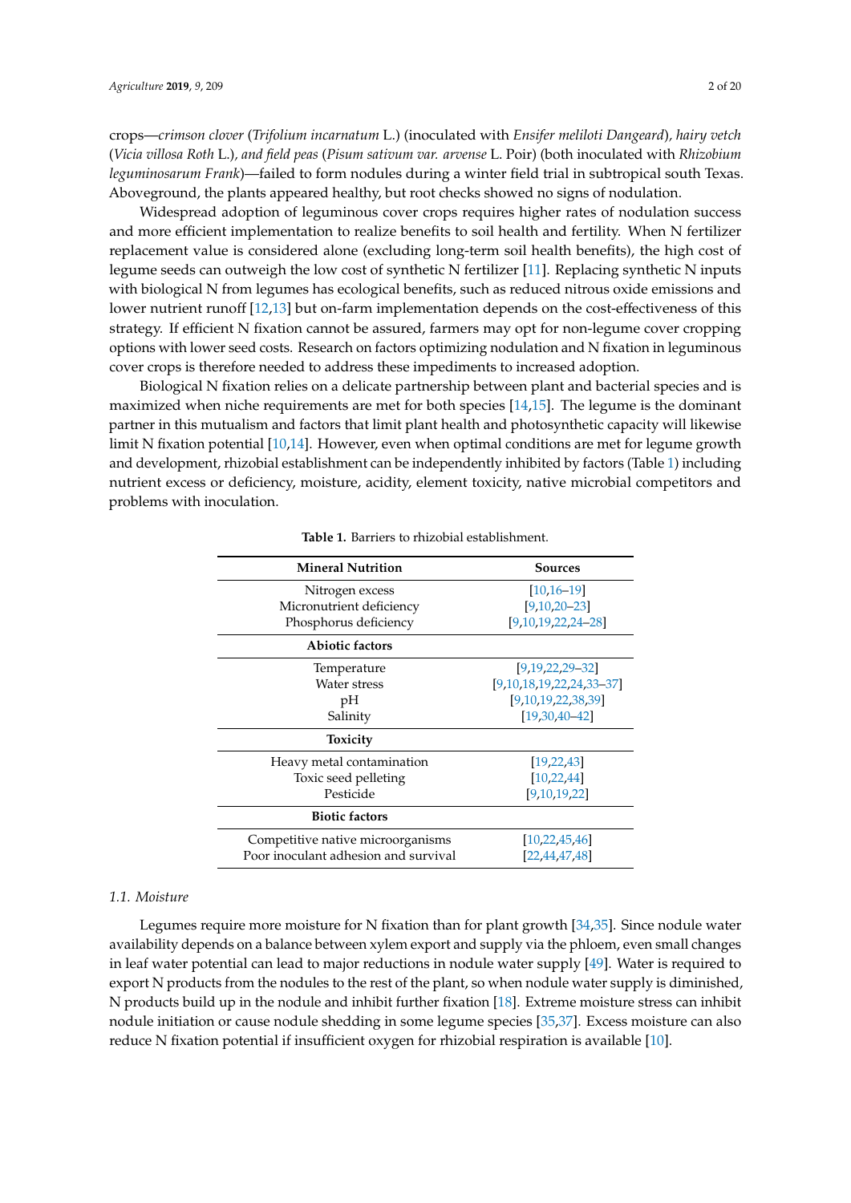crops—*crimson clover* (*Trifolium incarnatum* L.) (inoculated with *Ensifer meliloti Dangeard*), *hairy vetch* (*Vicia villosa Roth* L.), *and field peas* (*Pisum sativum var. arvense* L. Poir) (both inoculated with *Rhizobium leguminosarum Frank*)—failed to form nodules during a winter field trial in subtropical south Texas. Aboveground, the plants appeared healthy, but root checks showed no signs of nodulation.

Widespread adoption of leguminous cover crops requires higher rates of nodulation success and more efficient implementation to realize benefits to soil health and fertility. When N fertilizer replacement value is considered alone (excluding long-term soil health benefits), the high cost of legume seeds can outweigh the low cost of synthetic N fertilizer [11]. Replacing synthetic N inputs with biological N from legumes has ecological benefits, such as reduced nitrous oxide emissions and lower nutrient runoff [12,13] but on-farm implementation depends on the cost-effectiveness of this strategy. If efficient N fixation cannot be assured, farmers may opt for non-legume cover cropping options with lower seed costs. Research on factors optimizing nodulation and N fixation in leguminous cover crops is therefore needed to address these impediments to increased adoption.

Biological N fixation relies on a delicate partnership between plant and bacterial species and is maximized when niche requirements are met for both species [14,15]. The legume is the dominant partner in this mutualism and factors that limit plant health and photosynthetic capacity will likewise limit N fixation potential [10,14]. However, even when optimal conditions are met for legume growth and development, rhizobial establishment can be independently inhibited by factors (Table 1) including nutrient excess or deficiency, moisture, acidity, element toxicity, native microbial competitors and problems with inoculation.

**Table 1.** Barriers to rhizobial establishment.

| Mineral Nutrition | Sources |
|---|---|
| Nitrogen excess | [10,16–19] |
| Micronutrient deficiency | [9,10,20–23] |
| Phosphorus deficiency | [9,10,19,22,24–28] |
| **Abiotic factors** | |
| Temperature | [9,19,22,29–32] |
| Water stress | [9,10,18,19,22,24,33–37] |
| pH | [9,10,19,22,38,39] |
| Salinity | [19,30,40–42] |
| **Toxicity** | |
| Heavy metal contamination | [19,22,43] |
| Toxic seed pelleting | [10,22,44] |
| Pesticide | [9,10,19,22] |
| **Biotic factors** | |
| Competitive native microorganisms | [10,22,45,46] |
| Poor inoculant adhesion and survival | [22,44,47,48] |

### 1.1. Moisture

Legumes require more moisture for N fixation than for plant growth [34,35]. Since nodule water availability depends on a balance between xylem export and supply via the phloem, even small changes in leaf water potential can lead to major reductions in nodule water supply [49]. Water is required to export N products from the nodules to the rest of the plant, so when nodule water supply is diminished, N products build up in the nodule and inhibit further fixation [18]. Extreme moisture stress can inhibit nodule initiation or cause nodule shedding in some legume species [35,37]. Excess moisture can also reduce N fixation potential if insufficient oxygen for rhizobial respiration is available [10].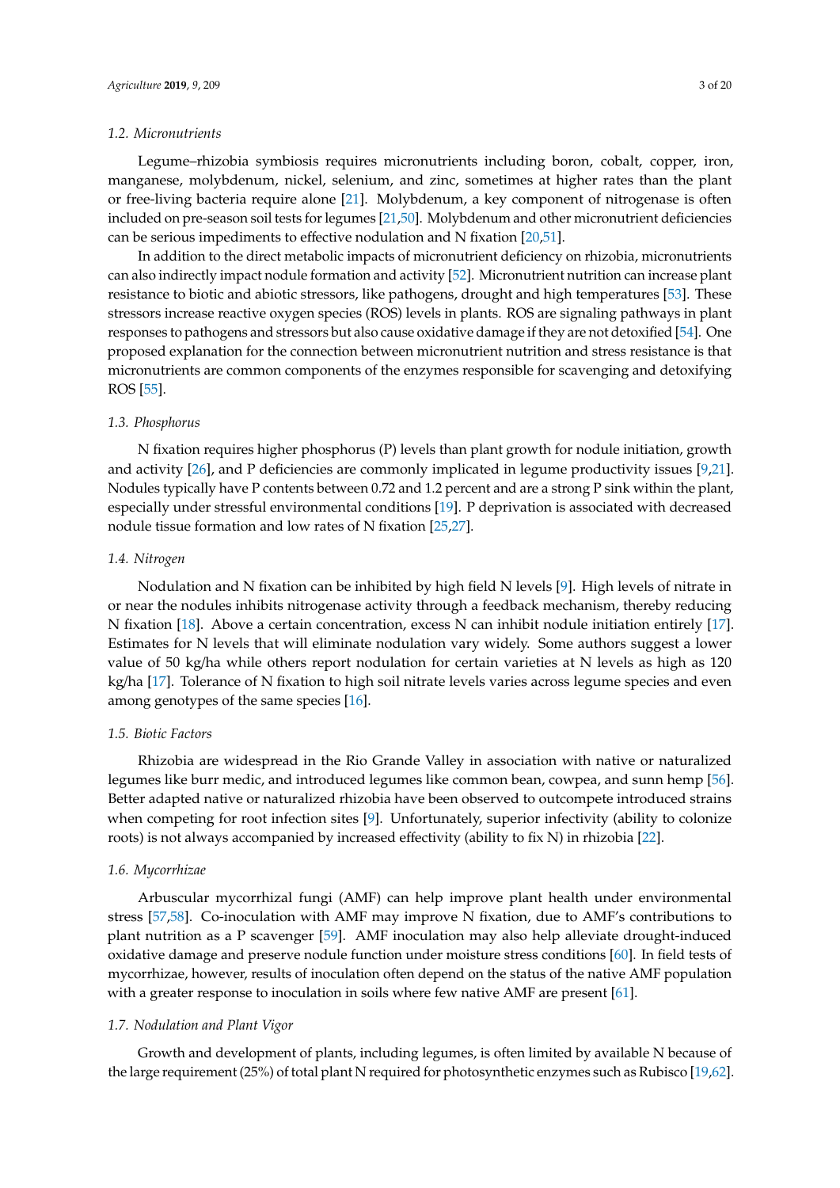### 1.2. Micronutrients

Legume–rhizobia symbiosis requires micronutrients including boron, cobalt, copper, iron, manganese, molybdenum, nickel, selenium, and zinc, sometimes at higher rates than the plant or free-living bacteria require alone [21]. Molybdenum, a key component of nitrogenase is often included on pre-season soil tests for legumes [21,50]. Molybdenum and other micronutrient deficiencies can be serious impediments to effective nodulation and N fixation [20,51].

In addition to the direct metabolic impacts of micronutrient deficiency on rhizobia, micronutrients can also indirectly impact nodule formation and activity [52]. Micronutrient nutrition can increase plant resistance to biotic and abiotic stressors, like pathogens, drought and high temperatures [53]. These stressors increase reactive oxygen species (ROS) levels in plants. ROS are signaling pathways in plant responses to pathogens and stressors but also cause oxidative damage if they are not detoxified [54]. One proposed explanation for the connection between micronutrient nutrition and stress resistance is that micronutrients are common components of the enzymes responsible for scavenging and detoxifying ROS [55].

### 1.3. Phosphorus

N fixation requires higher phosphorus (P) levels than plant growth for nodule initiation, growth and activity [26], and P deficiencies are commonly implicated in legume productivity issues [9,21]. Nodules typically have P contents between 0.72 and 1.2 percent and are a strong P sink within the plant, especially under stressful environmental conditions [19]. P deprivation is associated with decreased nodule tissue formation and low rates of N fixation [25,27].

### 1.4. Nitrogen

Nodulation and N fixation can be inhibited by high field N levels [9]. High levels of nitrate in or near the nodules inhibits nitrogenase activity through a feedback mechanism, thereby reducing N fixation [18]. Above a certain concentration, excess N can inhibit nodule initiation entirely [17]. Estimates for N levels that will eliminate nodulation vary widely. Some authors suggest a lower value of 50 kg/ha while others report nodulation for certain varieties at N levels as high as 120 kg/ha [17]. Tolerance of N fixation to high soil nitrate levels varies across legume species and even among genotypes of the same species [16].

### 1.5. Biotic Factors

Rhizobia are widespread in the Rio Grande Valley in association with native or naturalized legumes like burr medic, and introduced legumes like common bean, cowpea, and sunn hemp [56]. Better adapted native or naturalized rhizobia have been observed to outcompete introduced strains when competing for root infection sites [9]. Unfortunately, superior infectivity (ability to colonize roots) is not always accompanied by increased effectivity (ability to fix N) in rhizobia [22].

### 1.6. Mycorrhizae

Arbuscular mycorrhizal fungi (AMF) can help improve plant health under environmental stress [57,58]. Co-inoculation with AMF may improve N fixation, due to AMF's contributions to plant nutrition as a P scavenger [59]. AMF inoculation may also help alleviate drought-induced oxidative damage and preserve nodule function under moisture stress conditions [60]. In field tests of mycorrhizae, however, results of inoculation often depend on the status of the native AMF population with a greater response to inoculation in soils where few native AMF are present [61].

### 1.7. Nodulation and Plant Vigor

Growth and development of plants, including legumes, is often limited by available N because of the large requirement (25%) of total plant N required for photosynthetic enzymes such as Rubisco [19,62].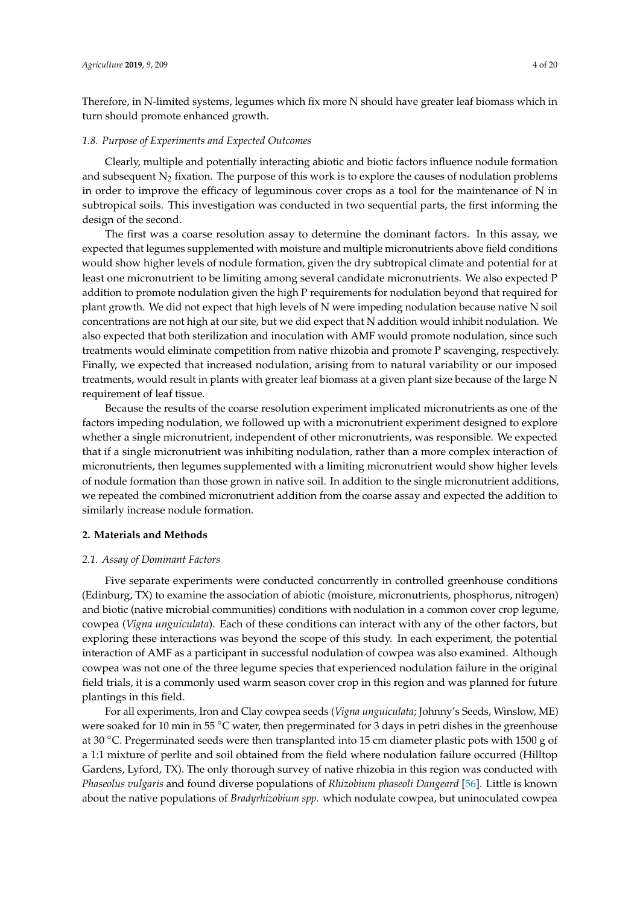Therefore, in N-limited systems, legumes which fix more N should have greater leaf biomass which in turn should promote enhanced growth.

### *1.8. Purpose of Experiments and Expected Outcomes*

Clearly, multiple and potentially interacting abiotic and biotic factors influence nodule formation and subsequent $N_2$ fixation. The purpose of this work is to explore the causes of nodulation problems in order to improve the efficacy of leguminous cover crops as a tool for the maintenance of N in subtropical soils. This investigation was conducted in two sequential parts, the first informing the design of the second.

The first was a coarse resolution assay to determine the dominant factors. In this assay, we expected that legumes supplemented with moisture and multiple micronutrients above field conditions would show higher levels of nodule formation, given the dry subtropical climate and potential for at least one micronutrient to be limiting among several candidate micronutrients. We also expected P addition to promote nodulation given the high P requirements for nodulation beyond that required for plant growth. We did not expect that high levels of N were impeding nodulation because native N soil concentrations are not high at our site, but we did expect that N addition would inhibit nodulation. We also expected that both sterilization and inoculation with AMF would promote nodulation, since such treatments would eliminate competition from native rhizobia and promote P scavenging, respectively. Finally, we expected that increased nodulation, arising from to natural variability or our imposed treatments, would result in plants with greater leaf biomass at a given plant size because of the large N requirement of leaf tissue.

Because the results of the coarse resolution experiment implicated micronutrients as one of the factors impeding nodulation, we followed up with a micronutrient experiment designed to explore whether a single micronutrient, independent of other micronutrients, was responsible. We expected that if a single micronutrient was inhibiting nodulation, rather than a more complex interaction of micronutrients, then legumes supplemented with a limiting micronutrient would show higher levels of nodule formation than those grown in native soil. In addition to the single micronutrient additions, we repeated the combined micronutrient addition from the coarse assay and expected the addition to similarly increase nodule formation.

## **2. Materials and Methods**

### *2.1. Assay of Dominant Factors*

Five separate experiments were conducted concurrently in controlled greenhouse conditions (Edinburg, TX) to examine the association of abiotic (moisture, micronutrients, phosphorus, nitrogen) and biotic (native microbial communities) conditions with nodulation in a common cover crop legume, cowpea (*Vigna unguiculata*). Each of these conditions can interact with any of the other factors, but exploring these interactions was beyond the scope of this study. In each experiment, the potential interaction of AMF as a participant in successful nodulation of cowpea was also examined. Although cowpea was not one of the three legume species that experienced nodulation failure in the original field trials, it is a commonly used warm season cover crop in this region and was planned for future plantings in this field.

For all experiments, Iron and Clay cowpea seeds (*Vigna unguiculata*; Johnny's Seeds, Winslow, ME) were soaked for 10 min in 55 °C water, then pregerminated for 3 days in petri dishes in the greenhouse at 30 °C. Pregerminated seeds were then transplanted into 15 cm diameter plastic pots with 1500 g of a 1:1 mixture of perlite and soil obtained from the field where nodulation failure occurred (Hilltop Gardens, Lyford, TX). The only thorough survey of native rhizobia in this region was conducted with *Phaseolus vulgaris* and found diverse populations of *Rhizobium phaseoli Dangeard* [56]. Little is known about the native populations of *Bradyrhizobium spp.* which nodulate cowpea, but uninoculated cowpea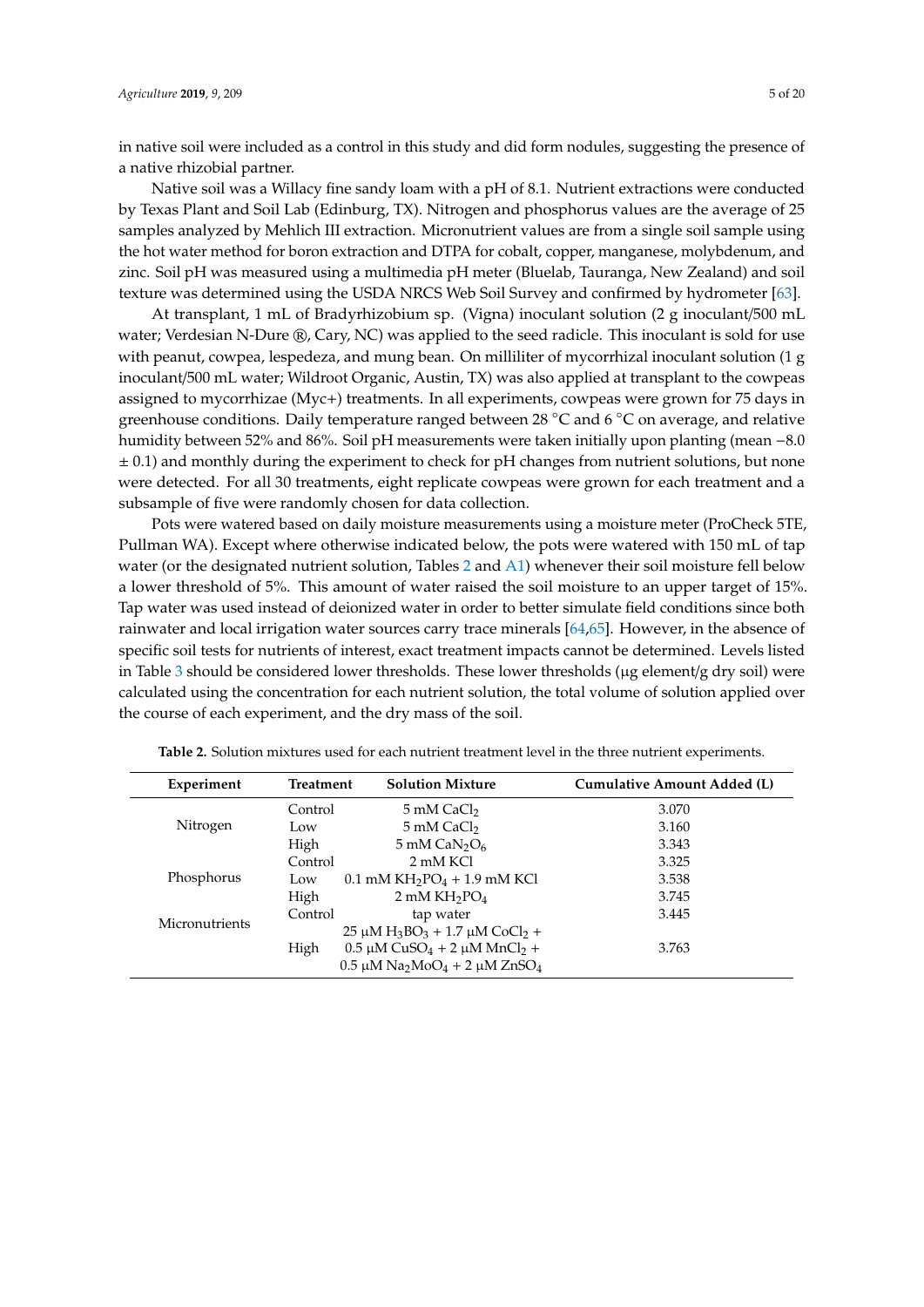in native soil were included as a control in this study and did form nodules, suggesting the presence of a native rhizobial partner.

Native soil was a Willacy fine sandy loam with a pH of 8.1. Nutrient extractions were conducted by Texas Plant and Soil Lab (Edinburg, TX). Nitrogen and phosphorus values are the average of 25 samples analyzed by Mehlich III extraction. Micronutrient values are from a single soil sample using the hot water method for boron extraction and DTPA for cobalt, copper, manganese, molybdenum, and zinc. Soil pH was measured using a multimedia pH meter (Bluelab, Tauranga, New Zealand) and soil texture was determined using the USDA NRCS Web Soil Survey and confirmed by hydrometer [63].

At transplant, 1 mL of Bradyrhizobium sp. (Vigna) inoculant solution (2 g inoculant/500 mL water; Verdesian N-Dure ®, Cary, NC) was applied to the seed radicle. This inoculant is sold for use with peanut, cowpea, lespedeza, and mung bean. On milliliter of mycorrhizal inoculant solution (1 g inoculant/500 mL water; Wildroot Organic, Austin, TX) was also applied at transplant to the cowpeas assigned to mycorrhizae (Myc+) treatments. In all experiments, cowpeas were grown for 75 days in greenhouse conditions. Daily temperature ranged between 28 °C and 6 °C on average, and relative humidity between 52% and 86%. Soil pH measurements were taken initially upon planting (mean −8.0 ± 0.1) and monthly during the experiment to check for pH changes from nutrient solutions, but none were detected. For all 30 treatments, eight replicate cowpeas were grown for each treatment and a subsample of five were randomly chosen for data collection.

Pots were watered based on daily moisture measurements using a moisture meter (ProCheck 5TE, Pullman WA). Except where otherwise indicated below, the pots were watered with 150 mL of tap water (or the designated nutrient solution, Tables 2 and A1) whenever their soil moisture fell below a lower threshold of 5%. This amount of water raised the soil moisture to an upper target of 15%. Tap water was used instead of deionized water in order to better simulate field conditions since both rainwater and local irrigation water sources carry trace minerals [64,65]. However, in the absence of specific soil tests for nutrients of interest, exact treatment impacts cannot be determined. Levels listed in Table 3 should be considered lower thresholds. These lower thresholds (μg element/g dry soil) were calculated using the concentration for each nutrient solution, the total volume of solution applied over the course of each experiment, and the dry mass of the soil.

**Table 2.** Solution mixtures used for each nutrient treatment level in the three nutrient experiments.

| Experiment | Treatment | Solution Mixture | Cumulative Amount Added (L) |
|---|---|---|---|
| Nitrogen | Control | 5 mM $CaCl_2$ | 3.070 |
| | Low | 5 mM $CaCl_2$ | 3.160 |
| | High | 5 mM $CaN_2O_6$ | 3.343 |
| Phosphorus | Control | 2 mM KCl | 3.325 |
| | Low | 0.1 mM $KH_2PO_4$ + 1.9 mM KCl | 3.538 |
| | High | 2 mM $KH_2PO_4$ | 3.745 |
| Micronutrients | Control | tap water | 3.445 |
| | High | 25 μM $H_3BO_3$ + 1.7 μM $CoCl_2$ + 0.5 μM $CuSO_4$ + 2 μM $MnCl_2$ + 0.5 μM $Na_2MoO_4$ + 2 μM $ZnSO_4$ | 3.763 |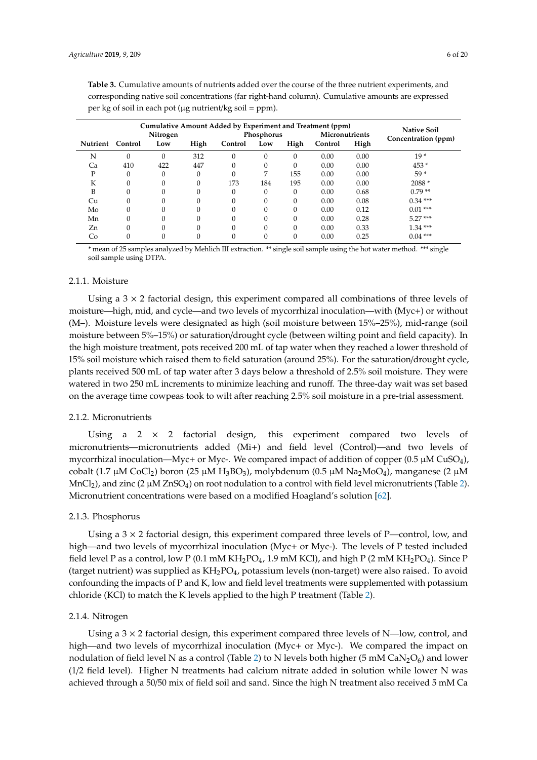**Table 3.** Cumulative amounts of nutrients added over the course of the three nutrient experiments, and corresponding native soil concentrations (far right-hand column). Cumulative amounts are expressed per kg of soil in each pot (μg nutrient/kg soil = ppm).

| | Cumulative Amount Added by Experiment and Treatment (ppm) | | | | | | | | Native Soil Concentration (ppm) |
|---|---|---|---|---|---|---|---|---|---|
| | | Nitrogen | | | Phosphorus | | Micronutrients | | |
| Nutrient | Control | Low | High | Control | Low | High | Control | High | |
| N | 0 | 0 | 312 | 0 | 0 | 0 | 0.00 | 0.00 | 19 * |
| Ca | 410 | 422 | 447 | 0 | 0 | 0 | 0.00 | 0.00 | 453 * |
| P | 0 | 0 | 0 | 0 | 7 | 155 | 0.00 | 0.00 | 59 * |
| K | 0 | 0 | 0 | 173 | 184 | 195 | 0.00 | 0.00 | 2088 * |
| B | 0 | 0 | 0 | 0 | 0 | 0 | 0.00 | 0.68 | 0.79 ** |
| Cu | 0 | 0 | 0 | 0 | 0 | 0 | 0.00 | 0.08 | 0.34 *** |
| Mo | 0 | 0 | 0 | 0 | 0 | 0 | 0.00 | 0.12 | 0.01 *** |
| Mn | 0 | 0 | 0 | 0 | 0 | 0 | 0.00 | 0.28 | 5.27 *** |
| Zn | 0 | 0 | 0 | 0 | 0 | 0 | 0.00 | 0.33 | 1.34 *** |
| Co | 0 | 0 | 0 | 0 | 0 | 0 | 0.00 | 0.25 | 0.04 *** |

* mean of 25 samples analyzed by Mehlich III extraction. ** single soil sample using the hot water method. *** single soil sample using DTPA.

#### 2.1.1. Moisture

Using a $3 \times 2$ factorial design, this experiment compared all combinations of three levels of moisture—high, mid, and cycle—and two levels of mycorrhizal inoculation—with (Myc+) or without (M–). Moisture levels were designated as high (soil moisture between 15%–25%), mid-range (soil moisture between 5%–15%) or saturation/drought cycle (between wilting point and field capacity). In the high moisture treatment, pots received 200 mL of tap water when they reached a lower threshold of 15% soil moisture which raised them to field saturation (around 25%). For the saturation/drought cycle, plants received 500 mL of tap water after 3 days below a threshold of 2.5% soil moisture. They were watered in two 250 mL increments to minimize leaching and runoff. The three-day wait was set based on the average time cowpeas took to wilt after reaching 2.5% soil moisture in a pre-trial assessment.

#### 2.1.2. Micronutrients

Using a $2 \times 2$ factorial design, this experiment compared two levels of micronutrients—micronutrients added (Mi+) and field level (Control)—and two levels of mycorrhizal inoculation—Myc+ or Myc-. We compared impact of addition of copper (0.5 μM $CuSO_4$), cobalt (1.7 μM $CoCl_2$) boron (25 μM $H_3BO_3$), molybdenum (0.5 μM $Na_2MoO_4$), manganese (2 μM $MnCl_2$), and zinc (2 μM $ZnSO_4$) on root nodulation to a control with field level micronutrients (Table 2). Micronutrient concentrations were based on a modified Hoagland's solution [62].

#### 2.1.3. Phosphorus

Using a $3 \times 2$ factorial design, this experiment compared three levels of P—control, low, and high—and two levels of mycorrhizal inoculation (Myc+ or Myc-). The levels of P tested included field level P as a control, low P (0.1 mM $KH_2PO_4$, 1.9 mM KCl), and high P (2 mM $KH_2PO_4$). Since P (target nutrient) was supplied as $KH_2PO_4$, potassium levels (non-target) were also raised. To avoid confounding the impacts of P and K, low and field level treatments were supplemented with potassium chloride (KCl) to match the K levels applied to the high P treatment (Table 2).

#### 2.1.4. Nitrogen

Using a $3 \times 2$ factorial design, this experiment compared three levels of N—low, control, and high—and two levels of mycorrhizal inoculation (Myc+ or Myc-). We compared the impact on nodulation of field level N as a control (Table 2) to N levels both higher (5 mM $CaN_2O_6$) and lower (1/2 field level). Higher N treatments had calcium nitrate added in solution while lower N was achieved through a 50/50 mix of field soil and sand. Since the high N treatment also received 5 mM Ca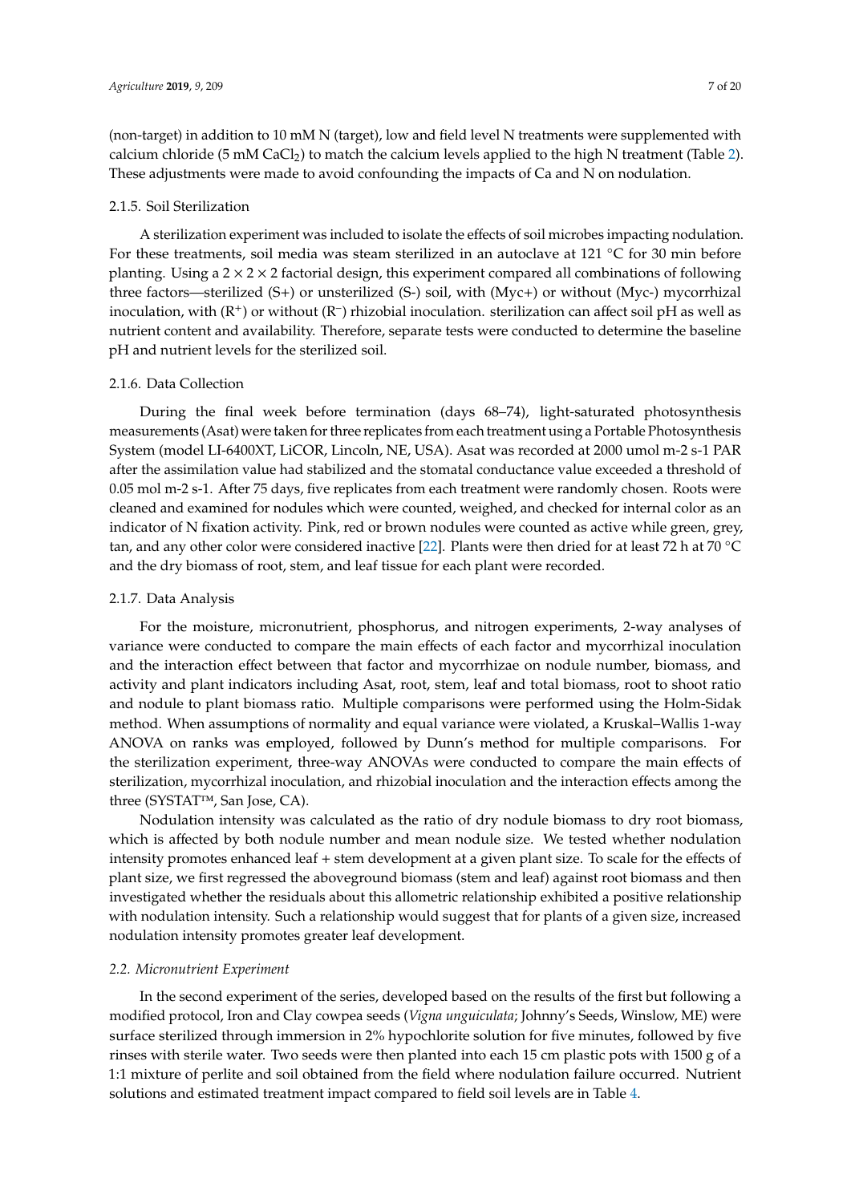(non-target) in addition to 10 mM N (target), low and field level N treatments were supplemented with calcium chloride (5 mM $CaCl_2$) to match the calcium levels applied to the high N treatment (Table 2). These adjustments were made to avoid confounding the impacts of Ca and N on nodulation.

### 2.1.5. Soil Sterilization

A sterilization experiment was included to isolate the effects of soil microbes impacting nodulation. For these treatments, soil media was steam sterilized in an autoclave at 121 °C for 30 min before planting. Using a 2 × 2 × 2 factorial design, this experiment compared all combinations of following three factors—sterilized (S+) or unsterilized (S-) soil, with (Myc+) or without (Myc-) mycorrhizal inoculation, with ($R^+$) or without ($R^-$) rhizobial inoculation. sterilization can affect soil pH as well as nutrient content and availability. Therefore, separate tests were conducted to determine the baseline pH and nutrient levels for the sterilized soil.

### 2.1.6. Data Collection

During the final week before termination (days 68–74), light-saturated photosynthesis measurements (Asat) were taken for three replicates from each treatment using a Portable Photosynthesis System (model LI-6400XT, LiCOR, Lincoln, NE, USA). Asat was recorded at 2000 umol m-2 s-1 PAR after the assimilation value had stabilized and the stomatal conductance value exceeded a threshold of 0.05 mol m-2 s-1. After 75 days, five replicates from each treatment were randomly chosen. Roots were cleaned and examined for nodules which were counted, weighed, and checked for internal color as an indicator of N fixation activity. Pink, red or brown nodules were counted as active while green, grey, tan, and any other color were considered inactive [22]. Plants were then dried for at least 72 h at 70 °C and the dry biomass of root, stem, and leaf tissue for each plant were recorded.

### 2.1.7. Data Analysis

For the moisture, micronutrient, phosphorus, and nitrogen experiments, 2-way analyses of variance were conducted to compare the main effects of each factor and mycorrhizal inoculation and the interaction effect between that factor and mycorrhizae on nodule number, biomass, and activity and plant indicators including Asat, root, stem, leaf and total biomass, root to shoot ratio and nodule to plant biomass ratio. Multiple comparisons were performed using the Holm-Sidak method. When assumptions of normality and equal variance were violated, a Kruskal–Wallis 1-way ANOVA on ranks was employed, followed by Dunn's method for multiple comparisons. For the sterilization experiment, three-way ANOVAs were conducted to compare the main effects of sterilization, mycorrhizal inoculation, and rhizobial inoculation and the interaction effects among the three (SYSTAT™, San Jose, CA).

Nodulation intensity was calculated as the ratio of dry nodule biomass to dry root biomass, which is affected by both nodule number and mean nodule size. We tested whether nodulation intensity promotes enhanced leaf + stem development at a given plant size. To scale for the effects of plant size, we first regressed the aboveground biomass (stem and leaf) against root biomass and then investigated whether the residuals about this allometric relationship exhibited a positive relationship with nodulation intensity. Such a relationship would suggest that for plants of a given size, increased nodulation intensity promotes greater leaf development.

## *2.2. Micronutrient Experiment*

In the second experiment of the series, developed based on the results of the first but following a modified protocol, Iron and Clay cowpea seeds (*Vigna unguiculata*; Johnny's Seeds, Winslow, ME) were surface sterilized through immersion in 2% hypochlorite solution for five minutes, followed by five rinses with sterile water. Two seeds were then planted into each 15 cm plastic pots with 1500 g of a 1:1 mixture of perlite and soil obtained from the field where nodulation failure occurred. Nutrient solutions and estimated treatment impact compared to field soil levels are in Table 4.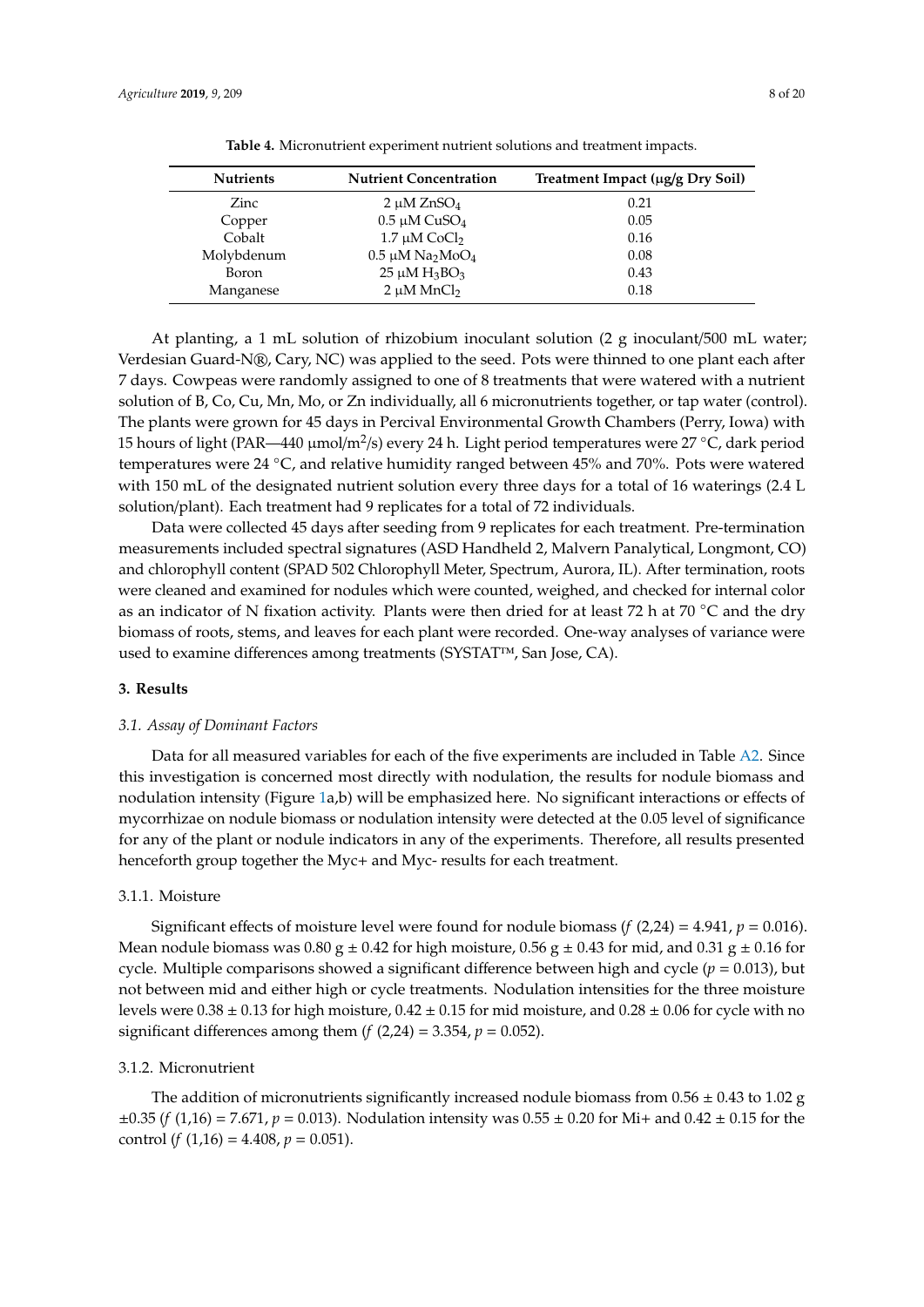**Table 4.** Micronutrient experiment nutrient solutions and treatment impacts.

| Nutrients | Nutrient Concentration | Treatment Impact (μg/g Dry Soil) |
|---|---|---|
| Zinc | 2 μM $ZnSO_4$ | 0.21 |
| Copper | 0.5 μM $CuSO_4$ | 0.05 |
| Cobalt | 1.7 μM $CoCl_2$ | 0.16 |
| Molybdenum | 0.5 μM $Na_2MoO_4$ | 0.08 |
| Boron | 25 μM $H_3BO_3$ | 0.43 |
| Manganese | 2 μM $MnCl_2$ | 0.18 |

At planting, a 1 mL solution of rhizobium inoculant solution (2 g inoculant/500 mL water; Verdesian Guard-N®, Cary, NC) was applied to the seed. Pots were thinned to one plant each after 7 days. Cowpeas were randomly assigned to one of 8 treatments that were watered with a nutrient solution of B, Co, Cu, Mn, Mo, or Zn individually, all 6 micronutrients together, or tap water (control). The plants were grown for 45 days in Percival Environmental Growth Chambers (Perry, Iowa) with 15 hours of light (PAR—440 μmol/$m^2$/s) every 24 h. Light period temperatures were 27 °C, dark period temperatures were 24 °C, and relative humidity ranged between 45% and 70%. Pots were watered with 150 mL of the designated nutrient solution every three days for a total of 16 waterings (2.4 L solution/plant). Each treatment had 9 replicates for a total of 72 individuals.

Data were collected 45 days after seeding from 9 replicates for each treatment. Pre-termination measurements included spectral signatures (ASD Handheld 2, Malvern Panalytical, Longmont, CO) and chlorophyll content (SPAD 502 Chlorophyll Meter, Spectrum, Aurora, IL). After termination, roots were cleaned and examined for nodules which were counted, weighed, and checked for internal color as an indicator of N fixation activity. Plants were then dried for at least 72 h at 70 °C and the dry biomass of roots, stems, and leaves for each plant were recorded. One-way analyses of variance were used to examine differences among treatments (SYSTAT™, San Jose, CA).

## 3. Results

### 3.1. Assay of Dominant Factors

Data for all measured variables for each of the five experiments are included in Table A2. Since this investigation is concerned most directly with nodulation, the results for nodule biomass and nodulation intensity (Figure 1a,b) will be emphasized here. No significant interactions or effects of mycorrhizae on nodule biomass or nodulation intensity were detected at the 0.05 level of significance for any of the plant or nodule indicators in any of the experiments. Therefore, all results presented henceforth group together the Myc+ and Myc- results for each treatment.

#### 3.1.1. Moisture

Significant effects of moisture level were found for nodule biomass ($f$ (2,24) = 4.941, $p$ = 0.016). Mean nodule biomass was 0.80 g ± 0.42 for high moisture, 0.56 g ± 0.43 for mid, and 0.31 g ± 0.16 for cycle. Multiple comparisons showed a significant difference between high and cycle ($p$ = 0.013), but not between mid and either high or cycle treatments. Nodulation intensities for the three moisture levels were 0.38 ± 0.13 for high moisture, 0.42 ± 0.15 for mid moisture, and 0.28 ± 0.06 for cycle with no significant differences among them ($f$ (2,24) = 3.354, $p$ = 0.052).

#### 3.1.2. Micronutrient

The addition of micronutrients significantly increased nodule biomass from 0.56 ± 0.43 to 1.02 g ±0.35 ($f$ (1,16) = 7.671, $p$ = 0.013). Nodulation intensity was 0.55 ± 0.20 for Mi+ and 0.42 ± 0.15 for the control ($f$ (1,16) = 4.408, $p$ = 0.051).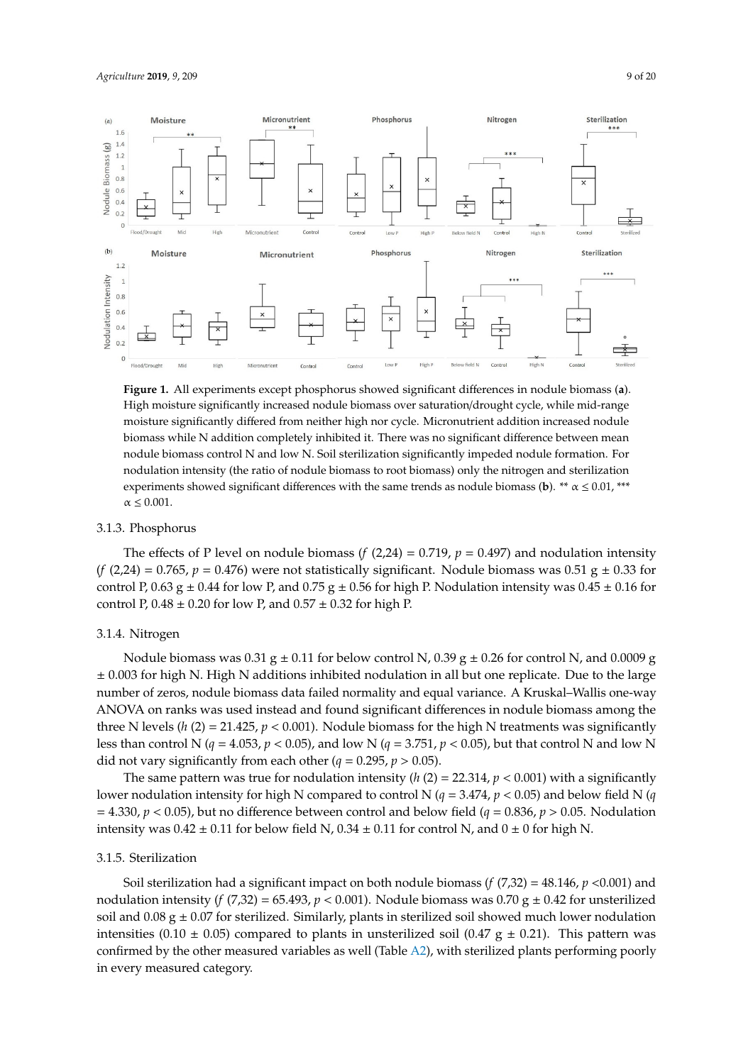**Figure 1.** All experiments except phosphorus showed significant differences in nodule biomass (**a**). High moisture significantly increased nodule biomass over saturation/drought cycle, while mid-range moisture significantly differed from neither high nor cycle. Micronutrient addition increased nodule biomass while N addition completely inhibited it. There was no significant difference between mean nodule biomass control N and low N. Soil sterilization significantly impeded nodule formation. For nodulation intensity (the ratio of nodule biomass to root biomass) only the nitrogen and sterilization experiments showed significant differences with the same trends as nodule biomass (**b**). ** $\alpha \leq 0.01$, *** $\alpha \leq 0.001$.

### 3.1.3. Phosphorus

The effects of P level on nodule biomass ($f$ (2,24) = 0.719, $p$ = 0.497) and nodulation intensity ($f$ (2,24) = 0.765, $p$ = 0.476) were not statistically significant. Nodule biomass was 0.51 g ± 0.33 for control P, 0.63 g ± 0.44 for low P, and 0.75 g ± 0.56 for high P. Nodulation intensity was 0.45 ± 0.16 for control P, 0.48 ± 0.20 for low P, and 0.57 ± 0.32 for high P.

### 3.1.4. Nitrogen

Nodule biomass was 0.31 g ± 0.11 for below control N, 0.39 g ± 0.26 for control N, and 0.0009 g ± 0.003 for high N. High N additions inhibited nodulation in all but one replicate. Due to the large number of zeros, nodule biomass data failed normality and equal variance. A Kruskal–Wallis one-way ANOVA on ranks was used instead and found significant differences in nodule biomass among the three N levels ($h$ (2) = 21.425, $p < 0.001$). Nodule biomass for the high N treatments was significantly less than control N ($q$ = 4.053, $p < 0.05$), and low N ($q$ = 3.751, $p < 0.05$), but that control N and low N did not vary significantly from each other ($q$ = 0.295, $p > 0.05$).

The same pattern was true for nodulation intensity ($h$ (2) = 22.314, $p < 0.001$) with a significantly lower nodulation intensity for high N compared to control N ($q$ = 3.474, $p < 0.05$) and below field N ($q$ = 4.330, $p < 0.05$), but no difference between control and below field ($q$ = 0.836, $p > 0.05$. Nodulation intensity was 0.42 ± 0.11 for below field N, 0.34 ± 0.11 for control N, and 0 ± 0 for high N.

### 3.1.5. Sterilization

Soil sterilization had a significant impact on both nodule biomass ($f$ (7,32) = 48.146, $p$ <0.001) and nodulation intensity ($f$ (7,32) = 65.493, $p < 0.001$). Nodule biomass was 0.70 g ± 0.42 for unsterilized soil and 0.08 g ± 0.07 for sterilized. Similarly, plants in sterilized soil showed much lower nodulation intensities (0.10 ± 0.05) compared to plants in unsterilized soil (0.47 g ± 0.21). This pattern was confirmed by the other measured variables as well (Table A2), with sterilized plants performing poorly in every measured category.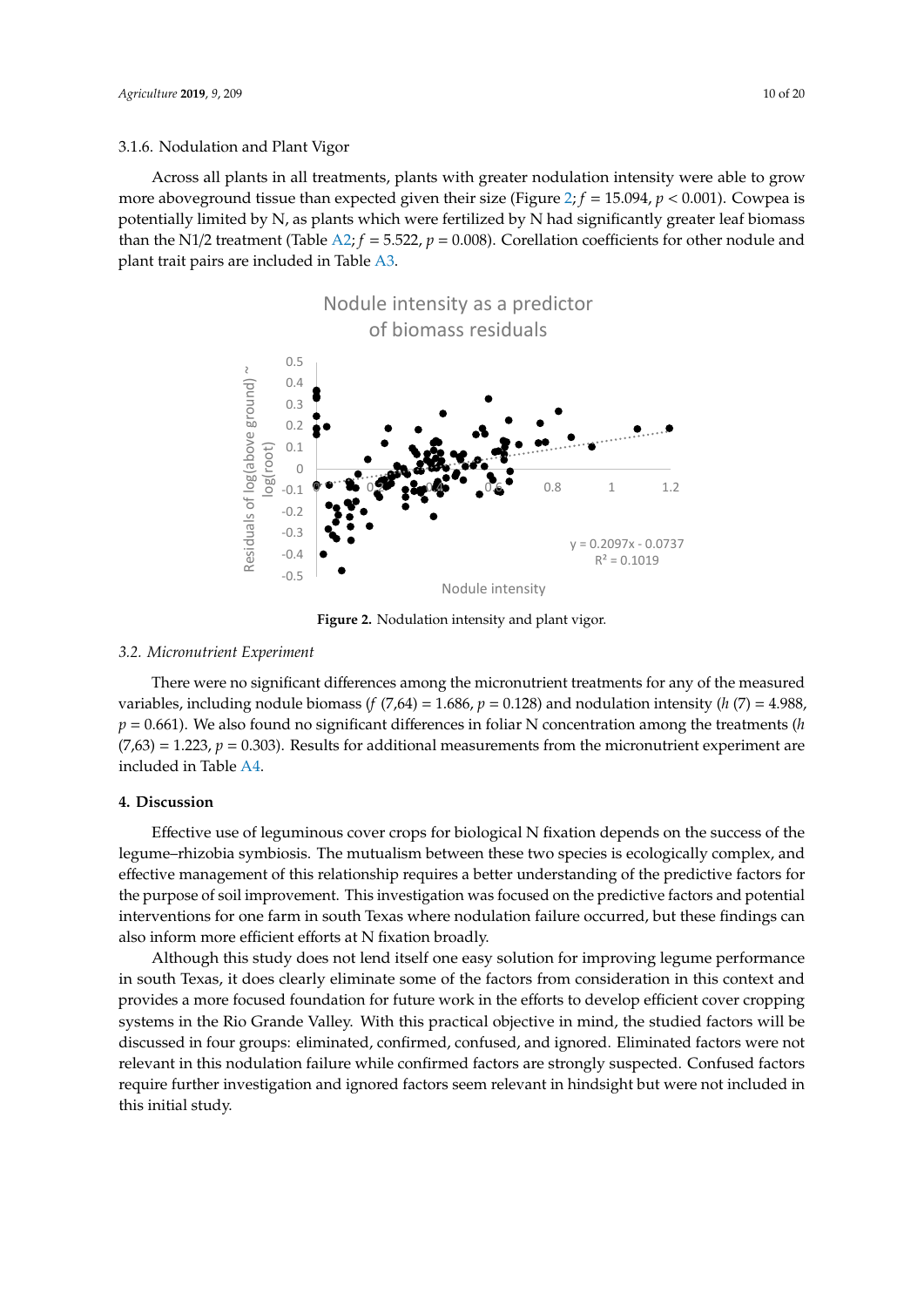3.1.6. Nodulation and Plant Vigor

Across all plants in all treatments, plants with greater nodulation intensity were able to grow more aboveground tissue than expected given their size (Figure 2; $f = 15.094$, $p < 0.001$). Cowpea is potentially limited by N, as plants which were fertilized by N had significantly greater leaf biomass than the N1/2 treatment (Table A2; $f = 5.522$, $p = 0.008$). Corellation coefficients for other nodule and plant trait pairs are included in Table A3.

**Figure 2.** Nodulation intensity and plant vigor.

### 3.2. Micronutrient Experiment

There were no significant differences among the micronutrient treatments for any of the measured variables, including nodule biomass ($f$ (7,64) = 1.686, $p = 0.128$) and nodulation intensity ($h$ (7) = 4.988, $p = 0.661$). We also found no significant differences in foliar N concentration among the treatments ($h$ (7,63) = 1.223, $p = 0.303$). Results for additional measurements from the micronutrient experiment are included in Table A4.

## 4. Discussion

Effective use of leguminous cover crops for biological N fixation depends on the success of the legume–rhizobia symbiosis. The mutualism between these two species is ecologically complex, and effective management of this relationship requires a better understanding of the predictive factors for the purpose of soil improvement. This investigation was focused on the predictive factors and potential interventions for one farm in south Texas where nodulation failure occurred, but these findings can also inform more efficient efforts at N fixation broadly.

Although this study does not lend itself one easy solution for improving legume performance in south Texas, it does clearly eliminate some of the factors from consideration in this context and provides a more focused foundation for future work in the efforts to develop efficient cover cropping systems in the Rio Grande Valley. With this practical objective in mind, the studied factors will be discussed in four groups: eliminated, confirmed, confused, and ignored. Eliminated factors were not relevant in this nodulation failure while confirmed factors are strongly suspected. Confused factors require further investigation and ignored factors seem relevant in hindsight but were not included in this initial study.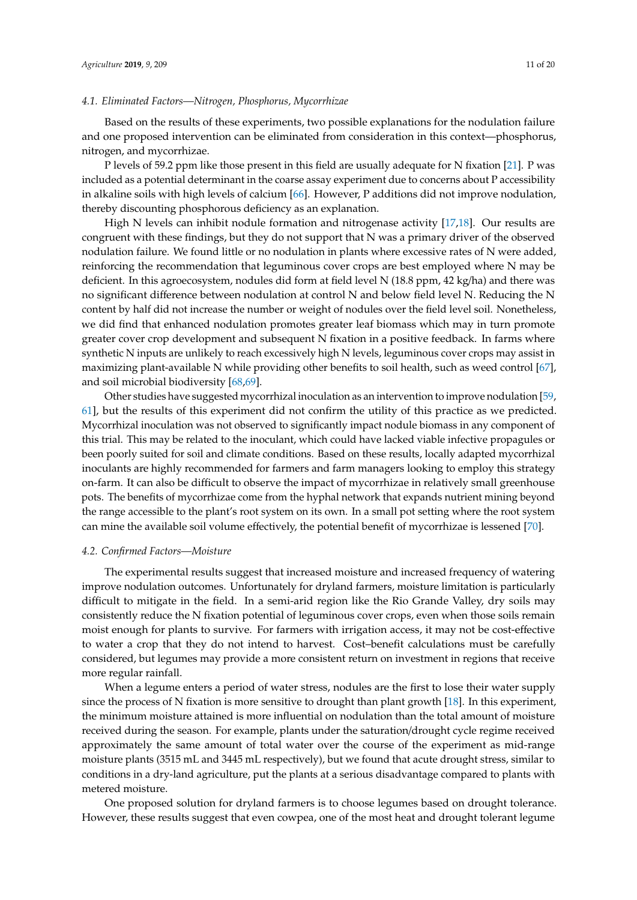### 4.1. Eliminated Factors—Nitrogen, Phosphorus, Mycorrhizae

Based on the results of these experiments, two possible explanations for the nodulation failure and one proposed intervention can be eliminated from consideration in this context—phosphorus, nitrogen, and mycorrhizae.

P levels of 59.2 ppm like those present in this field are usually adequate for N fixation [21]. P was included as a potential determinant in the coarse assay experiment due to concerns about P accessibility in alkaline soils with high levels of calcium [66]. However, P additions did not improve nodulation, thereby discounting phosphorous deficiency as an explanation.

High N levels can inhibit nodule formation and nitrogenase activity [17,18]. Our results are congruent with these findings, but they do not support that N was a primary driver of the observed nodulation failure. We found little or no nodulation in plants where excessive rates of N were added, reinforcing the recommendation that leguminous cover crops are best employed where N may be deficient. In this agroecosystem, nodules did form at field level N (18.8 ppm, 42 kg/ha) and there was no significant difference between nodulation at control N and below field level N. Reducing the N content by half did not increase the number or weight of nodules over the field level soil. Nonetheless, we did find that enhanced nodulation promotes greater leaf biomass which may in turn promote greater cover crop development and subsequent N fixation in a positive feedback. In farms where synthetic N inputs are unlikely to reach excessively high N levels, leguminous cover crops may assist in maximizing plant-available N while providing other benefits to soil health, such as weed control [67], and soil microbial biodiversity [68,69].

Other studies have suggested mycorrhizal inoculation as an intervention to improve nodulation [59,61], but the results of this experiment did not confirm the utility of this practice as we predicted. Mycorrhizal inoculation was not observed to significantly impact nodule biomass in any component of this trial. This may be related to the inoculant, which could have lacked viable infective propagules or been poorly suited for soil and climate conditions. Based on these results, locally adapted mycorrhizal inoculants are highly recommended for farmers and farm managers looking to employ this strategy on-farm. It can also be difficult to observe the impact of mycorrhizae in relatively small greenhouse pots. The benefits of mycorrhizae come from the hyphal network that expands nutrient mining beyond the range accessible to the plant's root system on its own. In a small pot setting where the root system can mine the available soil volume effectively, the potential benefit of mycorrhizae is lessened [70].

### 4.2. Confirmed Factors—Moisture

The experimental results suggest that increased moisture and increased frequency of watering improve nodulation outcomes. Unfortunately for dryland farmers, moisture limitation is particularly difficult to mitigate in the field. In a semi-arid region like the Rio Grande Valley, dry soils may consistently reduce the N fixation potential of leguminous cover crops, even when those soils remain moist enough for plants to survive. For farmers with irrigation access, it may not be cost-effective to water a crop that they do not intend to harvest. Cost–benefit calculations must be carefully considered, but legumes may provide a more consistent return on investment in regions that receive more regular rainfall.

When a legume enters a period of water stress, nodules are the first to lose their water supply since the process of N fixation is more sensitive to drought than plant growth [18]. In this experiment, the minimum moisture attained is more influential on nodulation than the total amount of moisture received during the season. For example, plants under the saturation/drought cycle regime received approximately the same amount of total water over the course of the experiment as mid-range moisture plants (3515 mL and 3445 mL respectively), but we found that acute drought stress, similar to conditions in a dry-land agriculture, put the plants at a serious disadvantage compared to plants with metered moisture.

One proposed solution for dryland farmers is to choose legumes based on drought tolerance. However, these results suggest that even cowpea, one of the most heat and drought tolerant legume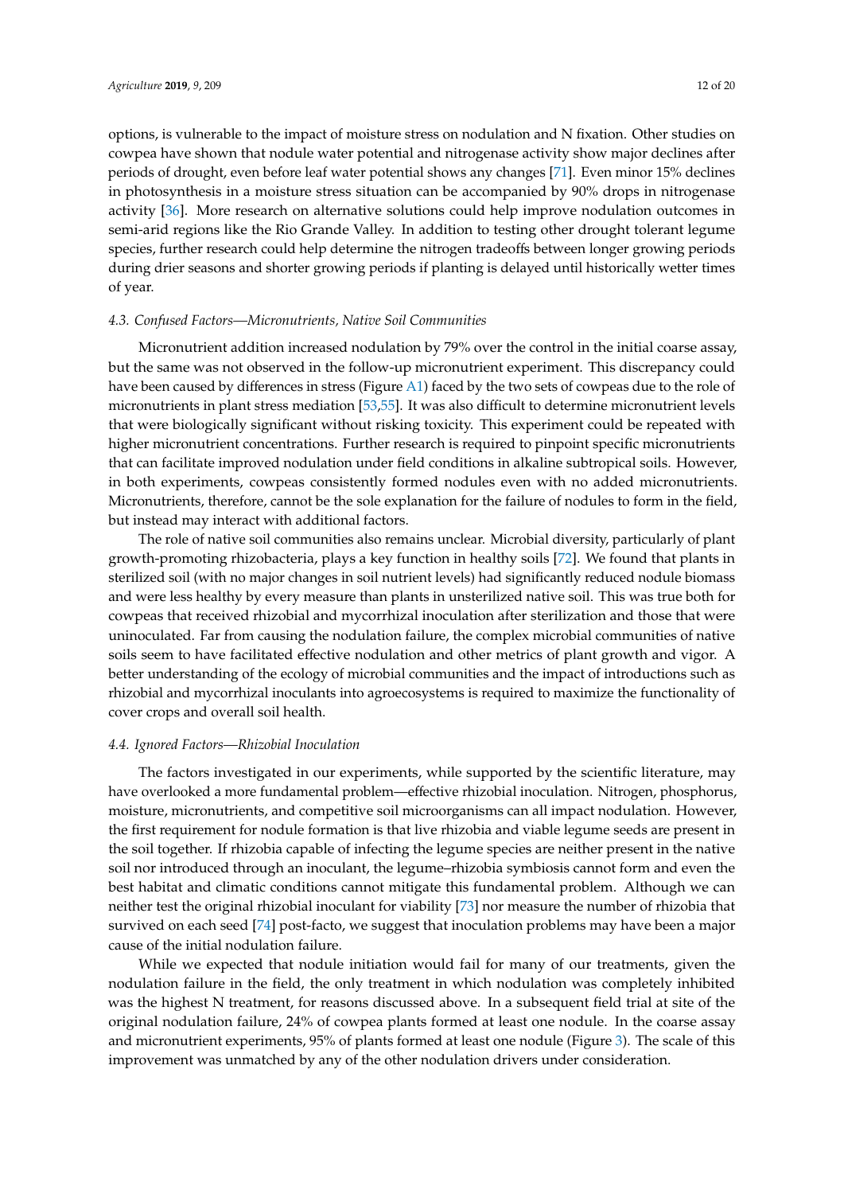options, is vulnerable to the impact of moisture stress on nodulation and N fixation. Other studies on cowpea have shown that nodule water potential and nitrogenase activity show major declines after periods of drought, even before leaf water potential shows any changes [71]. Even minor 15% declines in photosynthesis in a moisture stress situation can be accompanied by 90% drops in nitrogenase activity [36]. More research on alternative solutions could help improve nodulation outcomes in semi-arid regions like the Rio Grande Valley. In addition to testing other drought tolerant legume species, further research could help determine the nitrogen tradeoffs between longer growing periods during drier seasons and shorter growing periods if planting is delayed until historically wetter times of year.

### 4.3. Confused Factors—Micronutrients, Native Soil Communities

Micronutrient addition increased nodulation by 79% over the control in the initial coarse assay, but the same was not observed in the follow-up micronutrient experiment. This discrepancy could have been caused by differences in stress (Figure A1) faced by the two sets of cowpeas due to the role of micronutrients in plant stress mediation [53,55]. It was also difficult to determine micronutrient levels that were biologically significant without risking toxicity. This experiment could be repeated with higher micronutrient concentrations. Further research is required to pinpoint specific micronutrients that can facilitate improved nodulation under field conditions in alkaline subtropical soils. However, in both experiments, cowpeas consistently formed nodules even with no added micronutrients. Micronutrients, therefore, cannot be the sole explanation for the failure of nodules to form in the field, but instead may interact with additional factors.

The role of native soil communities also remains unclear. Microbial diversity, particularly of plant growth-promoting rhizobacteria, plays a key function in healthy soils [72]. We found that plants in sterilized soil (with no major changes in soil nutrient levels) had significantly reduced nodule biomass and were less healthy by every measure than plants in unsterilized native soil. This was true both for cowpeas that received rhizobial and mycorrhizal inoculation after sterilization and those that were uninoculated. Far from causing the nodulation failure, the complex microbial communities of native soils seem to have facilitated effective nodulation and other metrics of plant growth and vigor. A better understanding of the ecology of microbial communities and the impact of introductions such as rhizobial and mycorrhizal inoculants into agroecosystems is required to maximize the functionality of cover crops and overall soil health.

### 4.4. Ignored Factors—Rhizobial Inoculation

The factors investigated in our experiments, while supported by the scientific literature, may have overlooked a more fundamental problem—effective rhizobial inoculation. Nitrogen, phosphorus, moisture, micronutrients, and competitive soil microorganisms can all impact nodulation. However, the first requirement for nodule formation is that live rhizobia and viable legume seeds are present in the soil together. If rhizobia capable of infecting the legume species are neither present in the native soil nor introduced through an inoculant, the legume–rhizobia symbiosis cannot form and even the best habitat and climatic conditions cannot mitigate this fundamental problem. Although we can neither test the original rhizobial inoculant for viability [73] nor measure the number of rhizobia that survived on each seed [74] post-facto, we suggest that inoculation problems may have been a major cause of the initial nodulation failure.

While we expected that nodule initiation would fail for many of our treatments, given the nodulation failure in the field, the only treatment in which nodulation was completely inhibited was the highest N treatment, for reasons discussed above. In a subsequent field trial at site of the original nodulation failure, 24% of cowpea plants formed at least one nodule. In the coarse assay and micronutrient experiments, 95% of plants formed at least one nodule (Figure 3). The scale of this improvement was unmatched by any of the other nodulation drivers under consideration.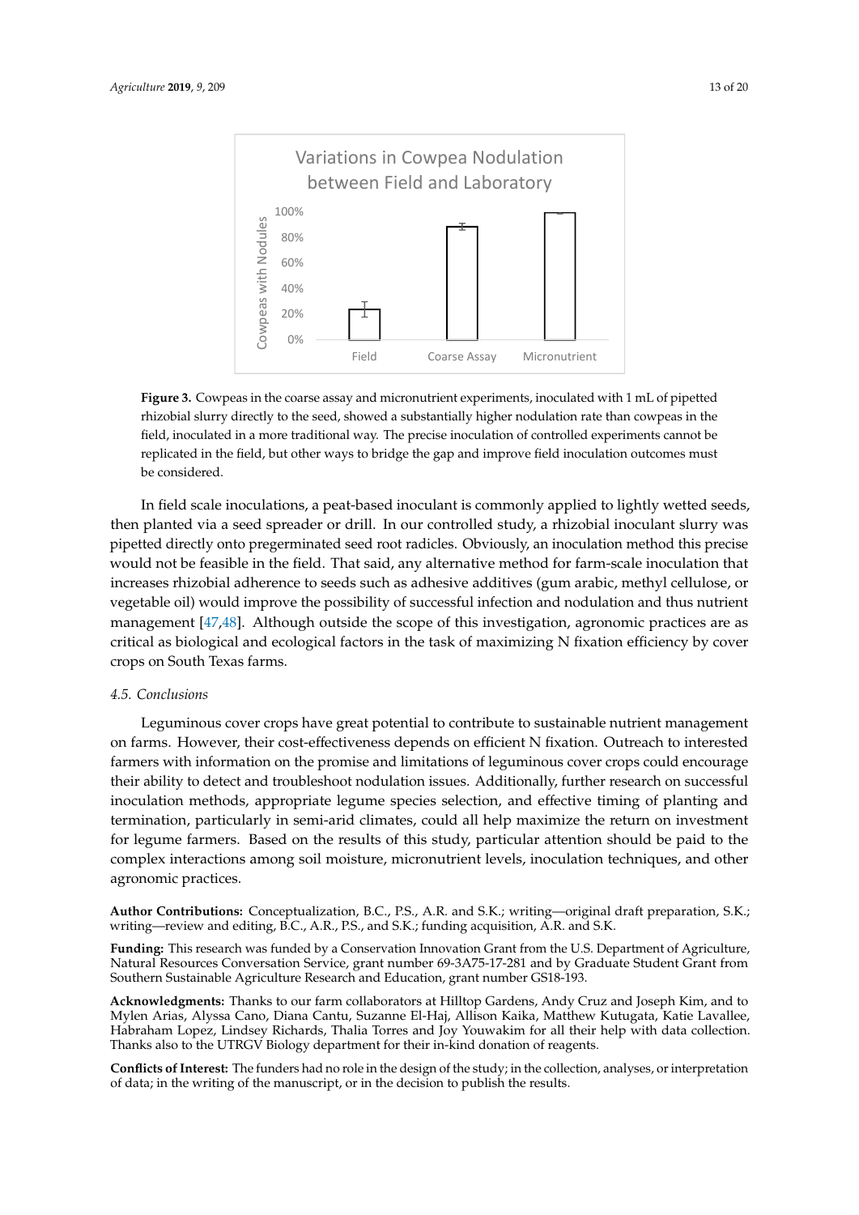**Figure 3.** Cowpeas in the coarse assay and micronutrient experiments, inoculated with 1 mL of pipetted rhizobial slurry directly to the seed, showed a substantially higher nodulation rate than cowpeas in the field, inoculated in a more traditional way. The precise inoculation of controlled experiments cannot be replicated in the field, but other ways to bridge the gap and improve field inoculation outcomes must be considered.

In field scale inoculations, a peat-based inoculant is commonly applied to lightly wetted seeds, then planted via a seed spreader or drill. In our controlled study, a rhizobial inoculant slurry was pipetted directly onto pregerminated seed root radicles. Obviously, an inoculation method this precise would not be feasible in the field. That said, any alternative method for farm-scale inoculation that increases rhizobial adherence to seeds such as adhesive additives (gum arabic, methyl cellulose, or vegetable oil) would improve the possibility of successful infection and nodulation and thus nutrient management [47,48]. Although outside the scope of this investigation, agronomic practices are as critical as biological and ecological factors in the task of maximizing N fixation efficiency by cover crops on South Texas farms.

### *4.5. Conclusions*

Leguminous cover crops have great potential to contribute to sustainable nutrient management on farms. However, their cost-effectiveness depends on efficient N fixation. Outreach to interested farmers with information on the promise and limitations of leguminous cover crops could encourage their ability to detect and troubleshoot nodulation issues. Additionally, further research on successful inoculation methods, appropriate legume species selection, and effective timing of planting and termination, particularly in semi-arid climates, could all help maximize the return on investment for legume farmers. Based on the results of this study, particular attention should be paid to the complex interactions among soil moisture, micronutrient levels, inoculation techniques, and other agronomic practices.

**Author Contributions:** Conceptualization, B.C., P.S., A.R. and S.K.; writing—original draft preparation, S.K.; writing—review and editing, B.C., A.R., P.S., and S.K.; funding acquisition, A.R. and S.K.

**Funding:** This research was funded by a Conservation Innovation Grant from the U.S. Department of Agriculture, Natural Resources Conversation Service, grant number 69-3A75-17-281 and by Graduate Student Grant from Southern Sustainable Agriculture Research and Education, grant number GS18-193.

**Acknowledgments:** Thanks to our farm collaborators at Hilltop Gardens, Andy Cruz and Joseph Kim, and to Mylen Arias, Alyssa Cano, Diana Cantu, Suzanne El-Haj, Allison Kaika, Matthew Kutugata, Katie Lavallee, Habraham Lopez, Lindsey Richards, Thalia Torres and Joy Youwakim for all their help with data collection. Thanks also to the UTRGV Biology department for their in-kind donation of reagents.

**Conflicts of Interest:** The funders had no role in the design of the study; in the collection, analyses, or interpretation of data; in the writing of the manuscript, or in the decision to publish the results.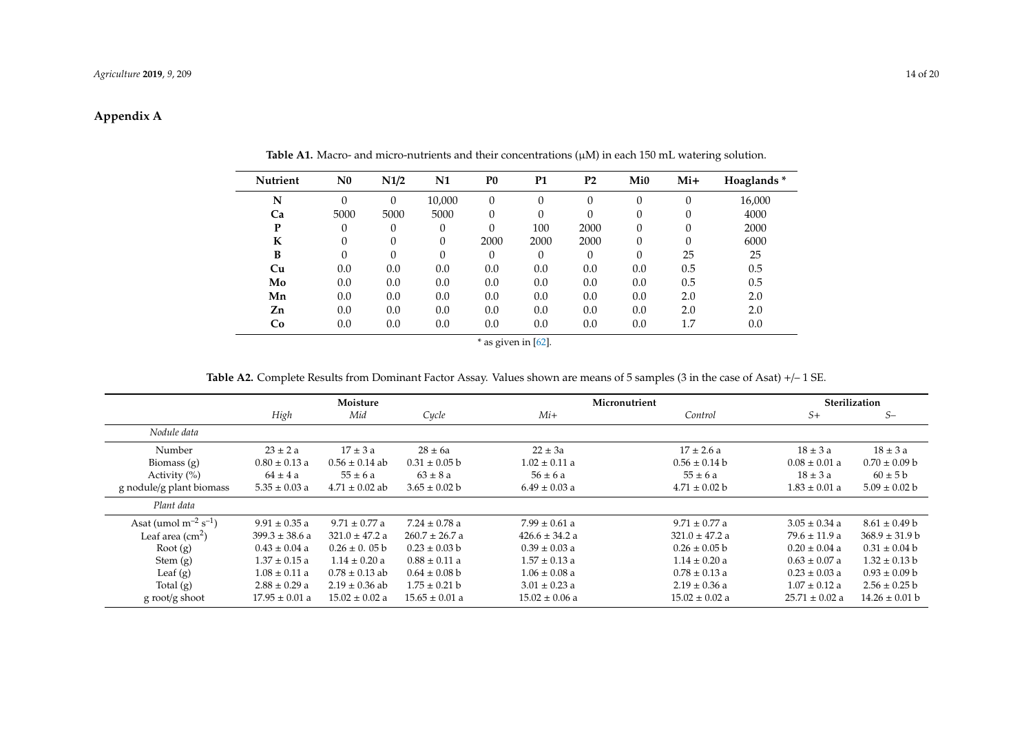## Appendix A

**Table A1.** Macro- and micro-nutrients and their concentrations (μM) in each 150 mL watering solution.

| Nutrient | N0 | N1/2 | N1 | P0 | P1 | P2 | Mi0 | Mi+ | Hoaglands * |
|---|---|---|---|---|---|---|---|---|---|
| **N** | 0 | 0 | 10,000 | 0 | 0 | 0 | 0 | 0 | 16,000 |
| **Ca** | 5000 | 5000 | 5000 | 0 | 0 | 0 | 0 | 0 | 4000 |
| **P** | 0 | 0 | 0 | 0 | 100 | 2000 | 0 | 0 | 2000 |
| **K** | 0 | 0 | 0 | 2000 | 2000 | 2000 | 0 | 0 | 6000 |
| **B** | 0 | 0 | 0 | 0 | 0 | 0 | 0 | 25 | 25 |
| **Cu** | 0.0 | 0.0 | 0.0 | 0.0 | 0.0 | 0.0 | 0.0 | 0.5 | 0.5 |
| **Mo** | 0.0 | 0.0 | 0.0 | 0.0 | 0.0 | 0.0 | 0.0 | 0.5 | 0.5 |
| **Mn** | 0.0 | 0.0 | 0.0 | 0.0 | 0.0 | 0.0 | 0.0 | 2.0 | 2.0 |
| **Zn** | 0.0 | 0.0 | 0.0 | 0.0 | 0.0 | 0.0 | 0.0 | 2.0 | 2.0 |
| **Co** | 0.0 | 0.0 | 0.0 | 0.0 | 0.0 | 0.0 | 0.0 | 1.7 | 0.0 |

* as given in [62].

**Table A2.** Complete Results from Dominant Factor Assay. Values shown are means of 5 samples (3 in the case of Asat) +/− 1 SE.

| | **Moisture** | | | **Micronutrient** | | **Sterilization** | |
|---|---|---|---|---|---|---|---|
| | *High* | *Mid* | *Cycle* | *Mi+* | *Control* | *S+* | *S–* |
| *Nodule data* | | | | | | | |
| Number | 23 ± 2 a | 17 ± 3 a | 28 ± 6a | 22 ± 3a | 17 ± 2.6 a | 18 ± 3 a | 18 ± 3 a |
| Biomass (g) | 0.80 ± 0.13 a | 0.56 ± 0.14 ab | 0.31 ± 0.05 b | 1.02 ± 0.11 a | 0.56 ± 0.14 b | 0.08 ± 0.01 a | 0.70 ± 0.09 b |
| Activity (%) | 64 ± 4 a | 55 ± 6 a | 63 ± 8 a | 56 ± 6 a | 55 ± 6 a | 18 ± 3 a | 60 ± 5 b |
| g nodule/g plant biomass | 5.35 ± 0.03 a | 4.71 ± 0.02 ab | 3.65 ± 0.02 b | 6.49 ± 0.03 a | 4.71 ± 0.02 b | 1.83 ± 0.01 a | 5.09 ± 0.02 b |
| *Plant data* | | | | | | | |
| Asat (umol $m^{-2}$ $s^{-1}$) | 9.91 ± 0.35 a | 9.71 ± 0.77 a | 7.24 ± 0.78 a | 7.99 ± 0.61 a | 9.71 ± 0.77 a | 3.05 ± 0.34 a | 8.61 ± 0.49 b |
| Leaf area ($cm^2$) | 399.3 ± 38.6 a | 321.0 ± 47.2 a | 260.7 ± 26.7 a | 426.6 ± 34.2 a | 321.0 ± 47.2 a | 79.6 ± 11.9 a | 368.9 ± 31.9 b |
| Root (g) | 0.43 ± 0.04 a | 0.26 ± 0. 05 b | 0.23 ± 0.03 b | 0.39 ± 0.03 a | 0.26 ± 0.05 b | 0.20 ± 0.04 a | 0.31 ± 0.04 b |
| Stem (g) | 1.37 ± 0.15 a | 1.14 ± 0.20 a | 0.88 ± 0.11 a | 1.57 ± 0.13 a | 1.14 ± 0.20 a | 0.63 ± 0.07 a | 1.32 ± 0.13 b |
| Leaf (g) | 1.08 ± 0.11 a | 0.78 ± 0.13 ab | 0.64 ± 0.08 b | 1.06 ± 0.08 a | 0.78 ± 0.13 a | 0.23 ± 0.03 a | 0.93 ± 0.09 b |
| Total (g) | 2.88 ± 0.29 a | 2.19 ± 0.36 ab | 1.75 ± 0.21 b | 3.01 ± 0.23 a | 2.19 ± 0.36 a | 1.07 ± 0.12 a | 2.56 ± 0.25 b |
| g root/g shoot | 17.95 ± 0.01 a | 15.02 ± 0.02 a | 15.65 ± 0.01 a | 15.02 ± 0.06 a | 15.02 ± 0.02 a | 25.71 ± 0.02 a | 14.26 ± 0.01 b |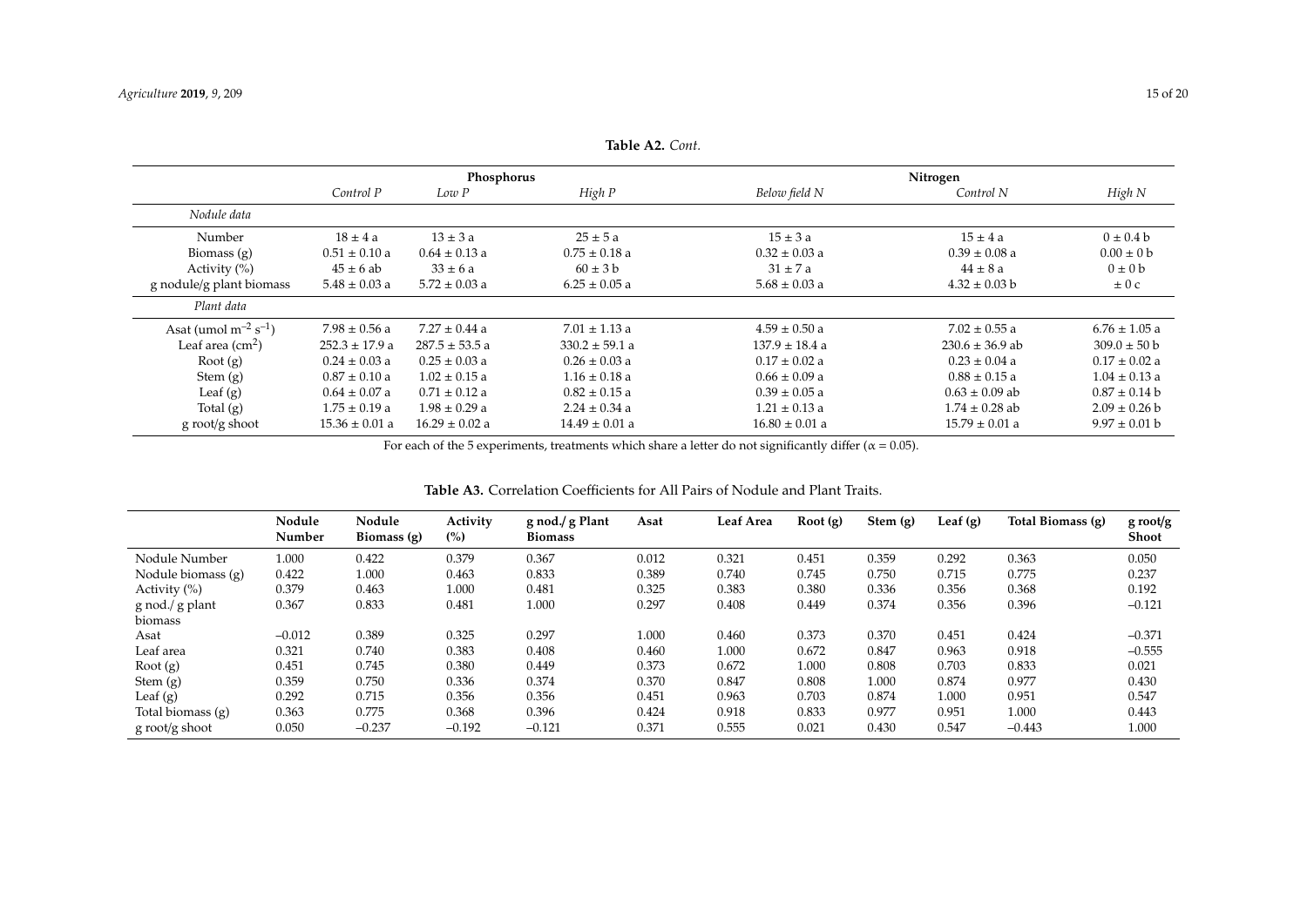**Table A2.** *Cont.*

| | Phosphorus | | | Nitrogen | | |
|---|---|---|---|---|---|---|
| | *Control P* | *Low P* | *High P* | *Below field N* | *Control N* | *High N* |
| *Nodule data* | | | | | | |
| Number | 18 ± 4 a | 13 ± 3 a | 25 ± 5 a | 15 ± 3 a | 15 ± 4 a | 0 ± 0.4 b |
| Biomass (g) | 0.51 ± 0.10 a | 0.64 ± 0.13 a | 0.75 ± 0.18 a | 0.32 ± 0.03 a | 0.39 ± 0.08 a | 0.00 ± 0 b |
| Activity (%) | 45 ± 6 ab | 33 ± 6 a | 60 ± 3 b | 31 ± 7 a | 44 ± 8 a | 0 ± 0 b |
| g nodule/g plant biomass | 5.48 ± 0.03 a | 5.72 ± 0.03 a | 6.25 ± 0.05 a | 5.68 ± 0.03 a | 4.32 ± 0.03 b | ± 0 c |
| *Plant data* | | | | | | |
| Asat (umol $m^{-2}$ $s^{-1}$) | 7.98 ± 0.56 a | 7.27 ± 0.44 a | 7.01 ± 1.13 a | 4.59 ± 0.50 a | 7.02 ± 0.55 a | 6.76 ± 1.05 a |
| Leaf area ($cm^2$) | 252.3 ± 17.9 a | 287.5 ± 53.5 a | 330.2 ± 59.1 a | 137.9 ± 18.4 a | 230.6 ± 36.9 ab | 309.0 ± 50 b |
| Root (g) | 0.24 ± 0.03 a | 0.25 ± 0.03 a | 0.26 ± 0.03 a | 0.17 ± 0.02 a | 0.23 ± 0.04 a | 0.17 ± 0.02 a |
| Stem (g) | 0.87 ± 0.10 a | 1.02 ± 0.15 a | 1.16 ± 0.18 a | 0.66 ± 0.09 a | 0.88 ± 0.15 a | 1.04 ± 0.13 a |
| Leaf (g) | 0.64 ± 0.07 a | 0.71 ± 0.12 a | 0.82 ± 0.15 a | 0.39 ± 0.05 a | 0.63 ± 0.09 ab | 0.87 ± 0.14 b |
| Total (g) | 1.75 ± 0.19 a | 1.98 ± 0.29 a | 2.24 ± 0.34 a | 1.21 ± 0.13 a | 1.74 ± 0.28 ab | 2.09 ± 0.26 b |
| g root/g shoot | 15.36 ± 0.01 a | 16.29 ± 0.02 a | 14.49 ± 0.01 a | 16.80 ± 0.01 a | 15.79 ± 0.01 a | 9.97 ± 0.01 b |

For each of the 5 experiments, treatments which share a letter do not significantly differ ($\alpha = 0.05$).

**Table A3.** Correlation Coefficients for All Pairs of Nodule and Plant Traits.

| | Nodule Number | Nodule Biomass (g) | Activity (%) | g nod./g Plant Biomass | Asat | Leaf Area | Root (g) | Stem (g) | Leaf (g) | Total Biomass (g) | g root/g Shoot |
|---|---|---|---|---|---|---|---|---|---|---|---|
| Nodule Number | 1.000 | 0.422 | 0.379 | 0.367 | 0.012 | 0.321 | 0.451 | 0.359 | 0.292 | 0.363 | 0.050 |
| Nodule biomass (g) | 0.422 | 1.000 | 0.463 | 0.833 | 0.389 | 0.740 | 0.745 | 0.750 | 0.715 | 0.775 | 0.237 |
| Activity (%) | 0.379 | 0.463 | 1.000 | 0.481 | 0.325 | 0.383 | 0.380 | 0.336 | 0.356 | 0.368 | 0.192 |
| g nod./g plant biomass | 0.367 | 0.833 | 0.481 | 1.000 | 0.297 | 0.408 | 0.449 | 0.374 | 0.356 | 0.396 | −0.121 |
| Asat | −0.012 | 0.389 | 0.325 | 0.297 | 1.000 | 0.460 | 0.373 | 0.370 | 0.451 | 0.424 | −0.371 |
| Leaf area | 0.321 | 0.740 | 0.383 | 0.408 | 0.460 | 1.000 | 0.672 | 0.847 | 0.963 | 0.918 | −0.555 |
| Root (g) | 0.451 | 0.745 | 0.380 | 0.449 | 0.373 | 0.672 | 1.000 | 0.808 | 0.703 | 0.833 | 0.021 |
| Stem (g) | 0.359 | 0.750 | 0.336 | 0.374 | 0.370 | 0.847 | 0.808 | 1.000 | 0.874 | 0.977 | 0.430 |
| Leaf (g) | 0.292 | 0.715 | 0.356 | 0.356 | 0.451 | 0.963 | 0.703 | 0.874 | 1.000 | 0.951 | 0.547 |
| Total biomass (g) | 0.363 | 0.775 | 0.368 | 0.396 | 0.424 | 0.918 | 0.833 | 0.977 | 0.951 | 1.000 | 0.443 |
| g root/g shoot | 0.050 | −0.237 | −0.192 | −0.121 | 0.371 | 0.555 | 0.021 | 0.430 | 0.547 | −0.443 | 1.000 |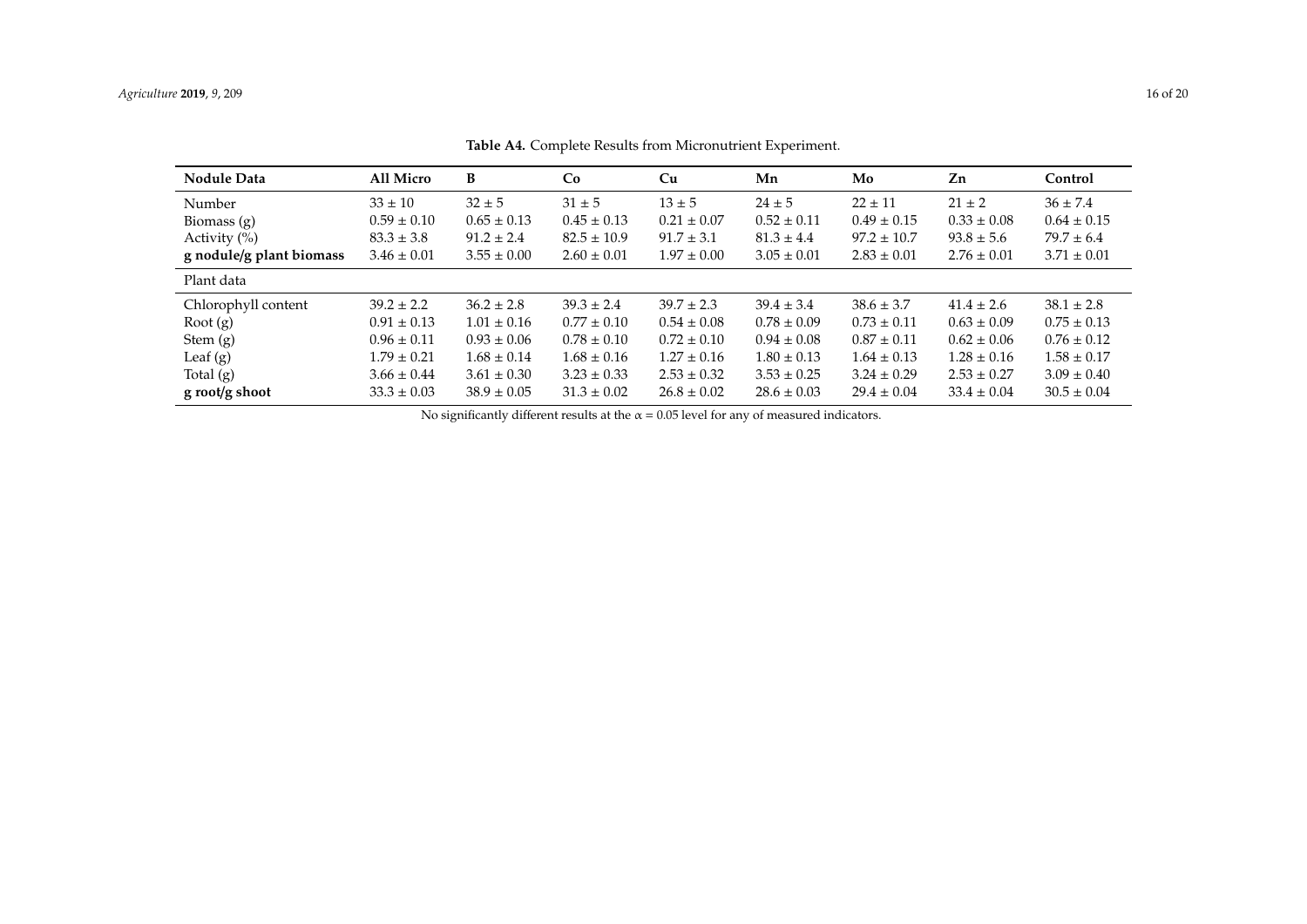**Table A4.** Complete Results from Micronutrient Experiment.

| Nodule Data | All Micro | B | Co | Cu | Mn | Mo | Zn | Control |
|---|---|---|---|---|---|---|---|---|
| Number | 33 ± 10 | 32 ± 5 | 31 ± 5 | 13 ± 5 | 24 ± 5 | 22 ± 11 | 21 ± 2 | 36 ± 7.4 |
| Biomass (g) | 0.59 ± 0.10 | 0.65 ± 0.13 | 0.45 ± 0.13 | 0.21 ± 0.07 | 0.52 ± 0.11 | 0.49 ± 0.15 | 0.33 ± 0.08 | 0.64 ± 0.15 |
| Activity (%) | 83.3 ± 3.8 | 91.2 ± 2.4 | 82.5 ± 10.9 | 91.7 ± 3.1 | 81.3 ± 4.4 | 97.2 ± 10.7 | 93.8 ± 5.6 | 79.7 ± 6.4 |
| **g nodule/g plant biomass** | 3.46 ± 0.01 | 3.55 ± 0.00 | 2.60 ± 0.01 | 1.97 ± 0.00 | 3.05 ± 0.01 | 2.83 ± 0.01 | 2.76 ± 0.01 | 3.71 ± 0.01 |
| Plant data | | | | | | | | |
| Chlorophyll content | 39.2 ± 2.2 | 36.2 ± 2.8 | 39.3 ± 2.4 | 39.7 ± 2.3 | 39.4 ± 3.4 | 38.6 ± 3.7 | 41.4 ± 2.6 | 38.1 ± 2.8 |
| Root (g) | 0.91 ± 0.13 | 1.01 ± 0.16 | 0.77 ± 0.10 | 0.54 ± 0.08 | 0.78 ± 0.09 | 0.73 ± 0.11 | 0.63 ± 0.09 | 0.75 ± 0.13 |
| Stem (g) | 0.96 ± 0.11 | 0.93 ± 0.06 | 0.78 ± 0.10 | 0.72 ± 0.10 | 0.94 ± 0.08 | 0.87 ± 0.11 | 0.62 ± 0.06 | 0.76 ± 0.12 |
| Leaf (g) | 1.79 ± 0.21 | 1.68 ± 0.14 | 1.68 ± 0.16 | 1.27 ± 0.16 | 1.80 ± 0.13 | 1.64 ± 0.13 | 1.28 ± 0.16 | 1.58 ± 0.17 |
| Total (g) | 3.66 ± 0.44 | 3.61 ± 0.30 | 3.23 ± 0.33 | 2.53 ± 0.32 | 3.53 ± 0.25 | 3.24 ± 0.29 | 2.53 ± 0.27 | 3.09 ± 0.40 |
| **g root/g shoot** | 33.3 ± 0.03 | 38.9 ± 0.05 | 31.3 ± 0.02 | 26.8 ± 0.02 | 28.6 ± 0.03 | 29.4 ± 0.04 | 33.4 ± 0.04 | 30.5 ± 0.04 |

No significantly different results at the $\alpha = 0.05$ level for any of measured indicators.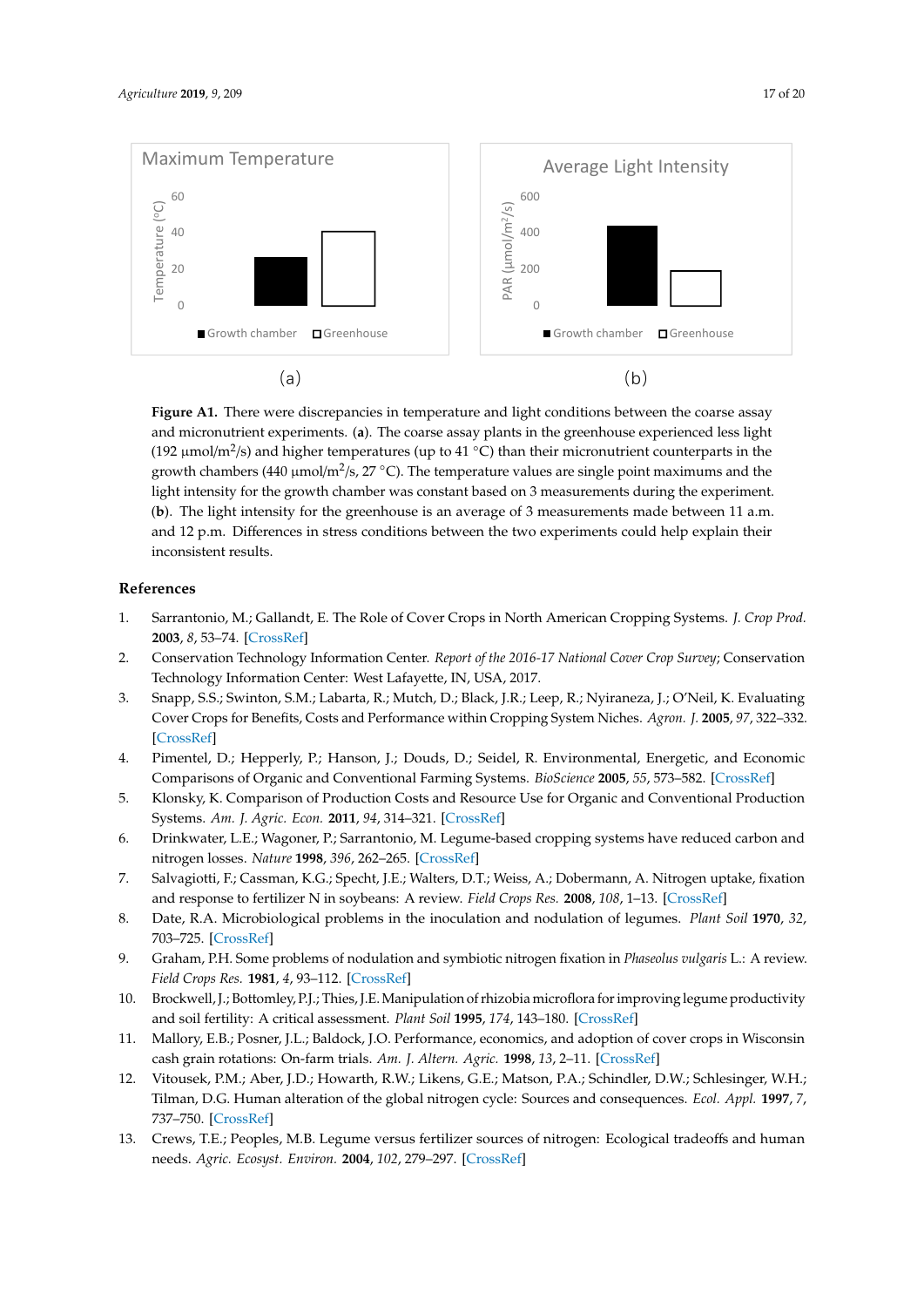**Figure A1.** There were discrepancies in temperature and light conditions between the coarse assay and micronutrient experiments. (**a**). The coarse assay plants in the greenhouse experienced less light (192 μmol/m$^2$/s) and higher temperatures (up to 41 °C) than their micronutrient counterparts in the growth chambers (440 μmol/m$^2$/s, 27 °C). The temperature values are single point maximums and the light intensity for the growth chamber was constant based on 3 measurements during the experiment. (**b**). The light intensity for the greenhouse is an average of 3 measurements made between 11 a.m. and 12 p.m. Differences in stress conditions between the two experiments could help explain their inconsistent results.

## References

1. Sarrantonio, M.; Gallandt, E. The Role of Cover Crops in North American Cropping Systems. *J. Crop Prod.* **2003**, *8*, 53–74. [CrossRef]
2. Conservation Technology Information Center. *Report of the 2016-17 National Cover Crop Survey*; Conservation Technology Information Center: West Lafayette, IN, USA, 2017.
3. Snapp, S.S.; Swinton, S.M.; Labarta, R.; Mutch, D.; Black, J.R.; Leep, R.; Nyiraneza, J.; O'Neil, K. Evaluating Cover Crops for Benefits, Costs and Performance within Cropping System Niches. *Agron. J.* **2005**, *97*, 322–332. [CrossRef]
4. Pimentel, D.; Hepperly, P.; Hanson, J.; Douds, D.; Seidel, R. Environmental, Energetic, and Economic Comparisons of Organic and Conventional Farming Systems. *BioScience* **2005**, *55*, 573–582. [CrossRef]
5. Klonsky, K. Comparison of Production Costs and Resource Use for Organic and Conventional Production Systems. *Am. J. Agric. Econ.* **2011**, *94*, 314–321. [CrossRef]
6. Drinkwater, L.E.; Wagoner, P.; Sarrantonio, M. Legume-based cropping systems have reduced carbon and nitrogen losses. *Nature* **1998**, *396*, 262–265. [CrossRef]
7. Salvagiotti, F.; Cassman, K.G.; Specht, J.E.; Walters, D.T.; Weiss, A.; Dobermann, A. Nitrogen uptake, fixation and response to fertilizer N in soybeans: A review. *Field Crops Res.* **2008**, *108*, 1–13. [CrossRef]
8. Date, R.A. Microbiological problems in the inoculation and nodulation of legumes. *Plant Soil* **1970**, *32*, 703–725. [CrossRef]
9. Graham, P.H. Some problems of nodulation and symbiotic nitrogen fixation in *Phaseolus vulgaris* L.: A review. *Field Crops Res.* **1981**, *4*, 93–112. [CrossRef]
10. Brockwell, J.; Bottomley, P.J.; Thies, J.E. Manipulation of rhizobia microflora for improving legume productivity and soil fertility: A critical assessment. *Plant Soil* **1995**, *174*, 143–180. [CrossRef]
11. Mallory, E.B.; Posner, J.L.; Baldock, J.O. Performance, economics, and adoption of cover crops in Wisconsin cash grain rotations: On-farm trials. *Am. J. Altern. Agric.* **1998**, *13*, 2–11. [CrossRef]
12. Vitousek, P.M.; Aber, J.D.; Howarth, R.W.; Likens, G.E.; Matson, P.A.; Schindler, D.W.; Schlesinger, W.H.; Tilman, D.G. Human alteration of the global nitrogen cycle: Sources and consequences. *Ecol. Appl.* **1997**, *7*, 737–750. [CrossRef]
13. Crews, T.E.; Peoples, M.B. Legume versus fertilizer sources of nitrogen: Ecological tradeoffs and human needs. *Agric. Ecosyst. Environ.* **2004**, *102*, 279–297. [CrossRef]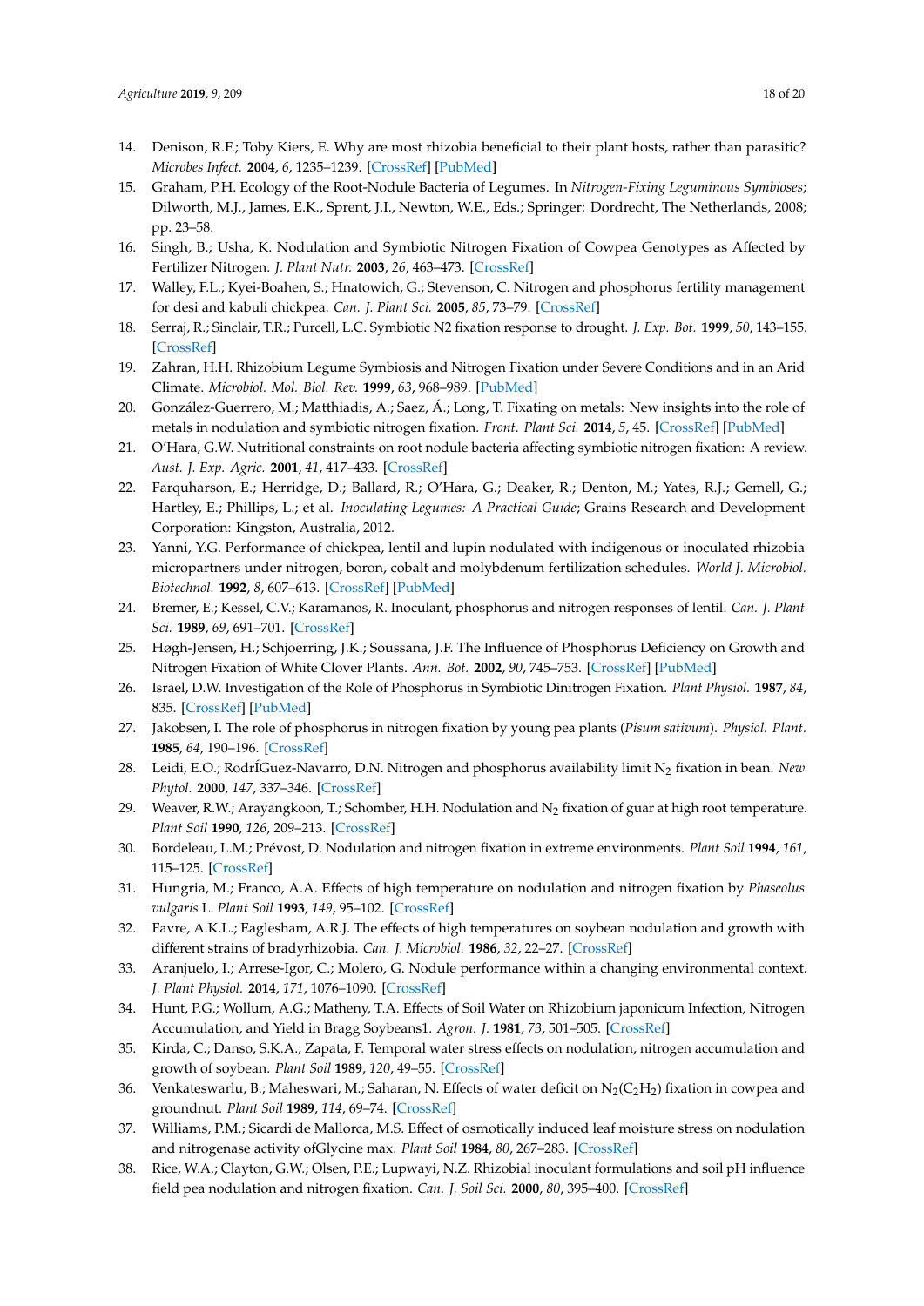14. Denison, R.F.; Toby Kiers, E. Why are most rhizobia beneficial to their plant hosts, rather than parasitic? *Microbes Infect.* **2004**, *6*, 1235–1239. [CrossRef] [PubMed]
15. Graham, P.H. Ecology of the Root-Nodule Bacteria of Legumes. In *Nitrogen-Fixing Leguminous Symbioses*; Dilworth, M.J., James, E.K., Sprent, J.I., Newton, W.E., Eds.; Springer: Dordrecht, The Netherlands, 2008; pp. 23–58.
16. Singh, B.; Usha, K. Nodulation and Symbiotic Nitrogen Fixation of Cowpea Genotypes as Affected by Fertilizer Nitrogen. *J. Plant Nutr.* **2003**, *26*, 463–473. [CrossRef]
17. Walley, F.L.; Kyei-Boahen, S.; Hnatowich, G.; Stevenson, C. Nitrogen and phosphorus fertility management for desi and kabuli chickpea. *Can. J. Plant Sci.* **2005**, *85*, 73–79. [CrossRef]
18. Serraj, R.; Sinclair, T.R.; Purcell, L.C. Symbiotic N2 fixation response to drought. *J. Exp. Bot.* **1999**, *50*, 143–155. [CrossRef]
19. Zahran, H.H. Rhizobium Legume Symbiosis and Nitrogen Fixation under Severe Conditions and in an Arid Climate. *Microbiol. Mol. Biol. Rev.* **1999**, *63*, 968–989. [PubMed]
20. González-Guerrero, M.; Matthiadis, A.; Saez, Á.; Long, T. Fixating on metals: New insights into the role of metals in nodulation and symbiotic nitrogen fixation. *Front. Plant Sci.* **2014**, *5*, 45. [CrossRef] [PubMed]
21. O'Hara, G.W. Nutritional constraints on root nodule bacteria affecting symbiotic nitrogen fixation: A review. *Aust. J. Exp. Agric.* **2001**, *41*, 417–433. [CrossRef]
22. Farquharson, E.; Herridge, D.; Ballard, R.; O'Hara, G.; Deaker, R.; Denton, M.; Yates, R.J.; Gemell, G.; Hartley, E.; Phillips, L.; et al. *Inoculating Legumes: A Practical Guide*; Grains Research and Development Corporation: Kingston, Australia, 2012.
23. Yanni, Y.G. Performance of chickpea, lentil and lupin nodulated with indigenous or inoculated rhizobia micropartners under nitrogen, boron, cobalt and molybdenum fertilization schedules. *World J. Microbiol. Biotechnol.* **1992**, *8*, 607–613. [CrossRef] [PubMed]
24. Bremer, E.; Kessel, C.V.; Karamanos, R. Inoculant, phosphorus and nitrogen responses of lentil. *Can. J. Plant Sci.* **1989**, *69*, 691–701. [CrossRef]
25. Høgh-Jensen, H.; Schjoerring, J.K.; Soussana, J.F. The Influence of Phosphorus Deficiency on Growth and Nitrogen Fixation of White Clover Plants. *Ann. Bot.* **2002**, *90*, 745–753. [CrossRef] [PubMed]
26. Israel, D.W. Investigation of the Role of Phosphorus in Symbiotic Dinitrogen Fixation. *Plant Physiol.* **1987**, *84*, 835. [CrossRef] [PubMed]
27. Jakobsen, I. The role of phosphorus in nitrogen fixation by young pea plants (*Pisum sativum*). *Physiol. Plant.* **1985**, *64*, 190–196. [CrossRef]
28. Leidi, E.O.; RodrÍGuez-Navarro, D.N. Nitrogen and phosphorus availability limit $N_2$ fixation in bean. *New Phytol.* **2000**, *147*, 337–346. [CrossRef]
29. Weaver, R.W.; Arayangkoon, T.; Schomber, H.H. Nodulation and $N_2$ fixation of guar at high root temperature. *Plant Soil* **1990**, *126*, 209–213. [CrossRef]
30. Bordeleau, L.M.; Prévost, D. Nodulation and nitrogen fixation in extreme environments. *Plant Soil* **1994**, *161*, 115–125. [CrossRef]
31. Hungria, M.; Franco, A.A. Effects of high temperature on nodulation and nitrogen fixation by *Phaseolus vulgaris* L. *Plant Soil* **1993**, *149*, 95–102. [CrossRef]
32. Favre, A.K.L.; Eaglesham, A.R.J. The effects of high temperatures on soybean nodulation and growth with different strains of bradyrhizobia. *Can. J. Microbiol.* **1986**, *32*, 22–27. [CrossRef]
33. Aranjuelo, I.; Arrese-Igor, C.; Molero, G. Nodule performance within a changing environmental context. *J. Plant Physiol.* **2014**, *171*, 1076–1090. [CrossRef]
34. Hunt, P.G.; Wollum, A.G.; Matheny, T.A. Effects of Soil Water on Rhizobium japonicum Infection, Nitrogen Accumulation, and Yield in Bragg Soybeans1. *Agron. J.* **1981**, *73*, 501–505. [CrossRef]
35. Kirda, C.; Danso, S.K.A.; Zapata, F. Temporal water stress effects on nodulation, nitrogen accumulation and growth of soybean. *Plant Soil* **1989**, *120*, 49–55. [CrossRef]
36. Venkateswarlu, B.; Maheswari, M.; Saharan, N. Effects of water deficit on $N_2(C_2H_2)$ fixation in cowpea and groundnut. *Plant Soil* **1989**, *114*, 69–74. [CrossRef]
37. Williams, P.M.; Sicardi de Mallorca, M.S. Effect of osmotically induced leaf moisture stress on nodulation and nitrogenase activity ofGlycine max. *Plant Soil* **1984**, *80*, 267–283. [CrossRef]
38. Rice, W.A.; Clayton, G.W.; Olsen, P.E.; Lupwayi, N.Z. Rhizobial inoculant formulations and soil pH influence field pea nodulation and nitrogen fixation. *Can. J. Soil Sci.* **2000**, *80*, 395–400. [CrossRef]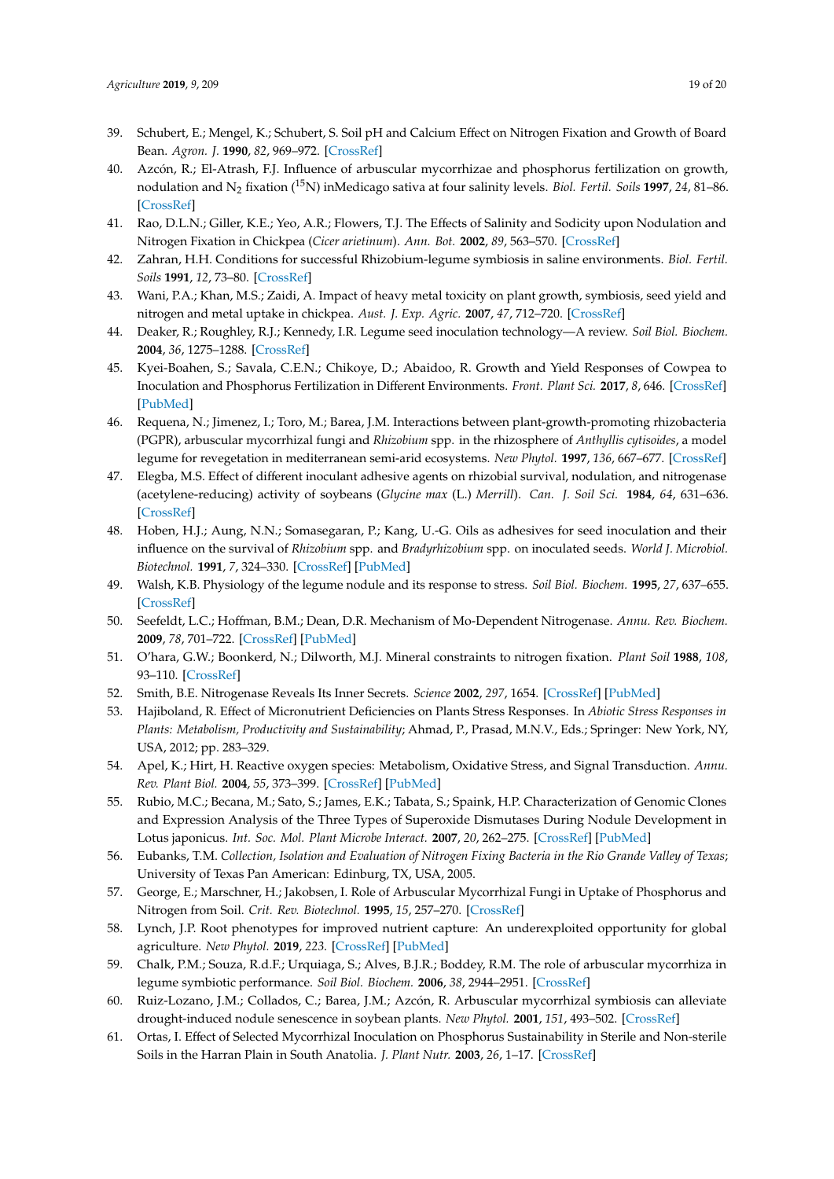39. Schubert, E.; Mengel, K.; Schubert, S. Soil pH and Calcium Effect on Nitrogen Fixation and Growth of Board Bean. *Agron. J.* **1990**, *82*, 969–972. [CrossRef]
40. Azcón, R.; El-Atrash, F.J. Influence of arbuscular mycorrhizae and phosphorus fertilization on growth, nodulation and $N_2$ fixation ($^{15}N$) inMedicago sativa at four salinity levels. *Biol. Fertil. Soils* **1997**, *24*, 81–86. [CrossRef]
41. Rao, D.L.N.; Giller, K.E.; Yeo, A.R.; Flowers, T.J. The Effects of Salinity and Sodicity upon Nodulation and Nitrogen Fixation in Chickpea (*Cicer arietinum*). *Ann. Bot.* **2002**, *89*, 563–570. [CrossRef]
42. Zahran, H.H. Conditions for successful Rhizobium-legume symbiosis in saline environments. *Biol. Fertil. Soils* **1991**, *12*, 73–80. [CrossRef]
43. Wani, P.A.; Khan, M.S.; Zaidi, A. Impact of heavy metal toxicity on plant growth, symbiosis, seed yield and nitrogen and metal uptake in chickpea. *Aust. J. Exp. Agric.* **2007**, *47*, 712–720. [CrossRef]
44. Deaker, R.; Roughley, R.J.; Kennedy, I.R. Legume seed inoculation technology—A review. *Soil Biol. Biochem.* **2004**, *36*, 1275–1288. [CrossRef]
45. Kyei-Boahen, S.; Savala, C.E.N.; Chikoye, D.; Abaidoo, R. Growth and Yield Responses of Cowpea to Inoculation and Phosphorus Fertilization in Different Environments. *Front. Plant Sci.* **2017**, *8*, 646. [CrossRef] [PubMed]
46. Requena, N.; Jimenez, I.; Toro, M.; Barea, J.M. Interactions between plant-growth-promoting rhizobacteria (PGPR), arbuscular mycorrhizal fungi and *Rhizobium* spp. in the rhizosphere of *Anthyllis cytisoides*, a model legume for revegetation in mediterranean semi-arid ecosystems. *New Phytol.* **1997**, *136*, 667–677. [CrossRef]
47. Elegba, M.S. Effect of different inoculant adhesive agents on rhizobial survival, nodulation, and nitrogenase (acetylene-reducing) activity of soybeans (*Glycine max* (L.) *Merrill*). *Can. J. Soil Sci.* **1984**, *64*, 631–636. [CrossRef]
48. Hoben, H.J.; Aung, N.N.; Somasegaran, P.; Kang, U.-G. Oils as adhesives for seed inoculation and their influence on the survival of *Rhizobium* spp. and *Bradyrhizobium* spp. on inoculated seeds. *World J. Microbiol. Biotechnol.* **1991**, *7*, 324–330. [CrossRef] [PubMed]
49. Walsh, K.B. Physiology of the legume nodule and its response to stress. *Soil Biol. Biochem.* **1995**, *27*, 637–655. [CrossRef]
50. Seefeldt, L.C.; Hoffman, B.M.; Dean, D.R. Mechanism of Mo-Dependent Nitrogenase. *Annu. Rev. Biochem.* **2009**, *78*, 701–722. [CrossRef] [PubMed]
51. O'hara, G.W.; Boonkerd, N.; Dilworth, M.J. Mineral constraints to nitrogen fixation. *Plant Soil* **1988**, *108*, 93–110. [CrossRef]
52. Smith, B.E. Nitrogenase Reveals Its Inner Secrets. *Science* **2002**, *297*, 1654. [CrossRef] [PubMed]
53. Hajiboland, R. Effect of Micronutrient Deficiencies on Plants Stress Responses. In *Abiotic Stress Responses in Plants: Metabolism, Productivity and Sustainability*; Ahmad, P., Prasad, M.N.V., Eds.; Springer: New York, NY, USA, 2012; pp. 283–329.
54. Apel, K.; Hirt, H. Reactive oxygen species: Metabolism, Oxidative Stress, and Signal Transduction. *Annu. Rev. Plant Biol.* **2004**, *55*, 373–399. [CrossRef] [PubMed]
55. Rubio, M.C.; Becana, M.; Sato, S.; James, E.K.; Tabata, S.; Spaink, H.P. Characterization of Genomic Clones and Expression Analysis of the Three Types of Superoxide Dismutases During Nodule Development in Lotus japonicus. *Int. Soc. Mol. Plant Microbe Interact.* **2007**, *20*, 262–275. [CrossRef] [PubMed]
56. Eubanks, T.M. *Collection, Isolation and Evaluation of Nitrogen Fixing Bacteria in the Rio Grande Valley of Texas*; University of Texas Pan American: Edinburg, TX, USA, 2005.
57. George, E.; Marschner, H.; Jakobsen, I. Role of Arbuscular Mycorrhizal Fungi in Uptake of Phosphorus and Nitrogen from Soil. *Crit. Rev. Biotechnol.* **1995**, *15*, 257–270. [CrossRef]
58. Lynch, J.P. Root phenotypes for improved nutrient capture: An underexploited opportunity for global agriculture. *New Phytol.* **2019**, *223*. [CrossRef] [PubMed]
59. Chalk, P.M.; Souza, R.d.F.; Urquiaga, S.; Alves, B.J.R.; Boddey, R.M. The role of arbuscular mycorrhiza in legume symbiotic performance. *Soil Biol. Biochem.* **2006**, *38*, 2944–2951. [CrossRef]
60. Ruiz-Lozano, J.M.; Collados, C.; Barea, J.M.; Azcón, R. Arbuscular mycorrhizal symbiosis can alleviate drought-induced nodule senescence in soybean plants. *New Phytol.* **2001**, *151*, 493–502. [CrossRef]
61. Ortas, I. Effect of Selected Mycorrhizal Inoculation on Phosphorus Sustainability in Sterile and Non-sterile Soils in the Harran Plain in South Anatolia. *J. Plant Nutr.* **2003**, *26*, 1–17. [CrossRef]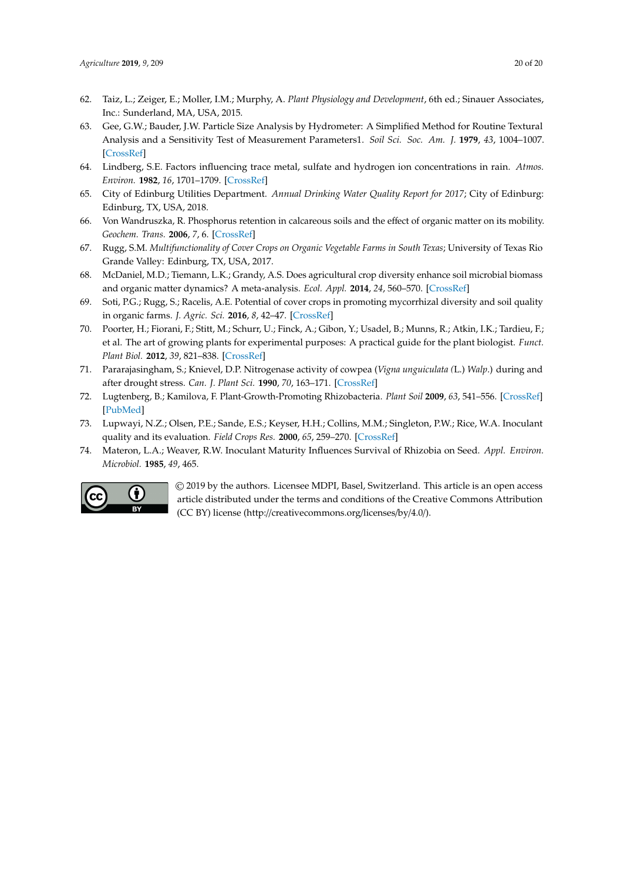62. Taiz, L.; Zeiger, E.; Moller, I.M.; Murphy, A. *Plant Physiology and Development*, 6th ed.; Sinauer Associates, Inc.: Sunderland, MA, USA, 2015.
63. Gee, G.W.; Bauder, J.W. Particle Size Analysis by Hydrometer: A Simplified Method for Routine Textural Analysis and a Sensitivity Test of Measurement Parameters1. *Soil Sci. Soc. Am. J.* **1979**, *43*, 1004–1007. [CrossRef]
64. Lindberg, S.E. Factors influencing trace metal, sulfate and hydrogen ion concentrations in rain. *Atmos. Environ.* **1982**, *16*, 1701–1709. [CrossRef]
65. City of Edinburg Utilities Department. *Annual Drinking Water Quality Report for 2017*; City of Edinburg: Edinburg, TX, USA, 2018.
66. Von Wandruszka, R. Phosphorus retention in calcareous soils and the effect of organic matter on its mobility. *Geochem. Trans.* **2006**, *7*, 6. [CrossRef]
67. Rugg, S.M. *Multifunctionality of Cover Crops on Organic Vegetable Farms in South Texas*; University of Texas Rio Grande Valley: Edinburg, TX, USA, 2017.
68. McDaniel, M.D.; Tiemann, L.K.; Grandy, A.S. Does agricultural crop diversity enhance soil microbial biomass and organic matter dynamics? A meta-analysis. *Ecol. Appl.* **2014**, *24*, 560–570. [CrossRef]
69. Soti, P.G.; Rugg, S.; Racelis, A.E. Potential of cover crops in promoting mycorrhizal diversity and soil quality in organic farms. *J. Agric. Sci.* **2016**, *8*, 42–47. [CrossRef]
70. Poorter, H.; Fiorani, F.; Stitt, M.; Schurr, U.; Finck, A.; Gibon, Y.; Usadel, B.; Munns, R.; Atkin, I.K.; Tardieu, F.; et al. The art of growing plants for experimental purposes: A practical guide for the plant biologist. *Funct. Plant Biol.* **2012**, *39*, 821–838. [CrossRef]
71. Pararajasingham, S.; Knievel, D.P. Nitrogenase activity of cowpea (*Vigna unguiculata* (L.) *Walp.*) during and after drought stress. *Can. J. Plant Sci.* **1990**, *70*, 163–171. [CrossRef]
72. Lugtenberg, B.; Kamilova, F. Plant-Growth-Promoting Rhizobacteria. *Plant Soil* **2009**, *63*, 541–556. [CrossRef] [PubMed]
73. Lupwayi, N.Z.; Olsen, P.E.; Sande, E.S.; Keyser, H.H.; Collins, M.M.; Singleton, P.W.; Rice, W.A. Inoculant quality and its evaluation. *Field Crops Res.* **2000**, *65*, 259–270. [CrossRef]
74. Materon, L.A.; Weaver, R.W. Inoculant Maturity Influences Survival of Rhizobia on Seed. *Appl. Environ. Microbiol.* **1985**, *49*, 465.

© 2019 by the authors. Licensee MDPI, Basel, Switzerland. This article is an open access article distributed under the terms and conditions of the Creative Commons Attribution (CC BY) license (http://creativecommons.org/licenses/by/4.0/).